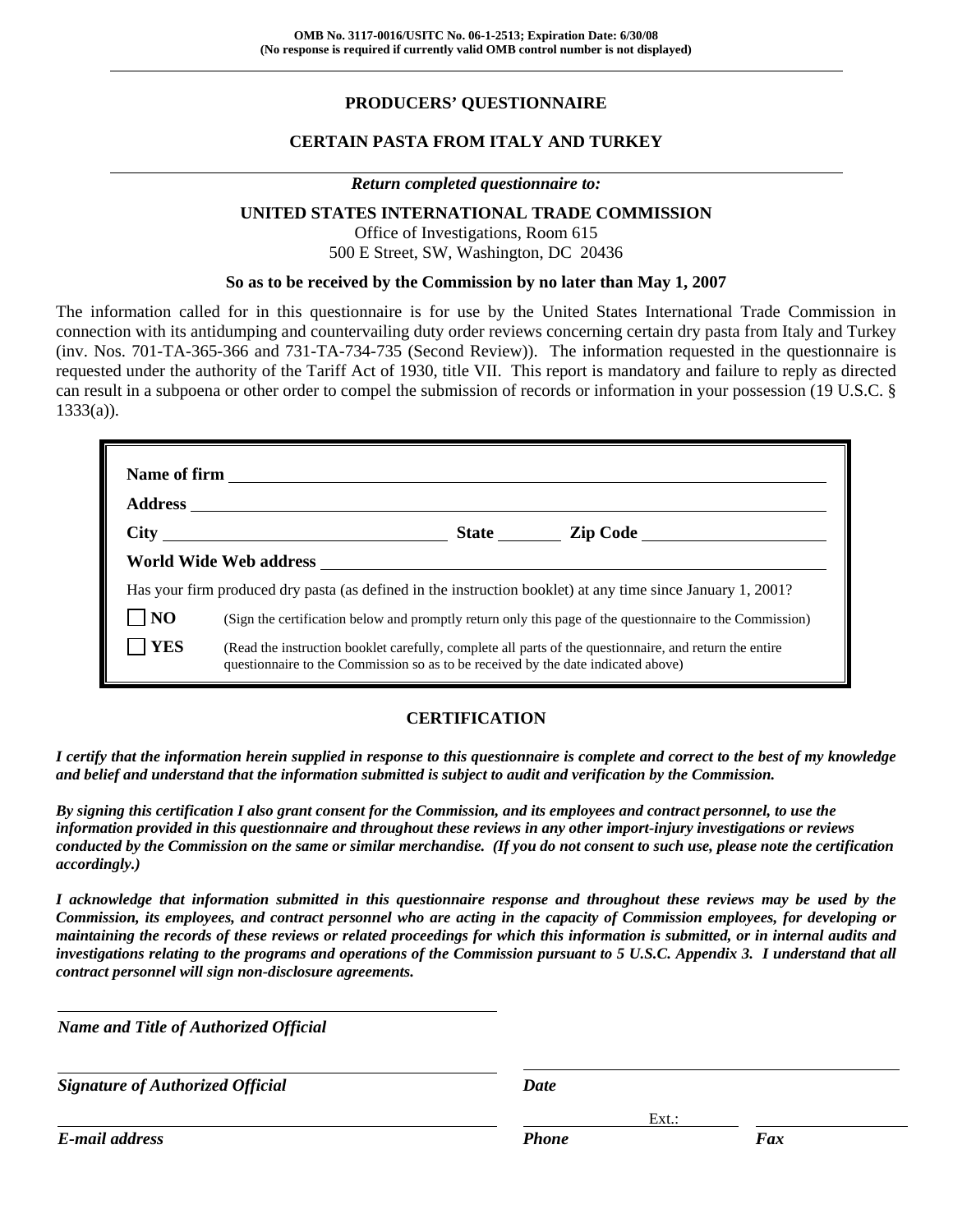OMB No. 3117-0016/USITC No. 06-1-2513; Expiration Date: 6/30/08
(No response is required if currently valid OMB control number is not displayed)

# PRODUCERS' QUESTIONNAIRE

## CERTAIN PASTA FROM ITALY AND TURKEY

*Return completed questionnaire to:*

**UNITED STATES INTERNATIONAL TRADE COMMISSION**
Office of Investigations, Room 615
500 E Street, SW, Washington, DC 20436

**So as to be received by the Commission by no later than May 1, 2007**

The information called for in this questionnaire is for use by the United States International Trade Commission in connection with its antidumping and countervailing duty order reviews concerning certain dry pasta from Italy and Turkey (inv. Nos. 701-TA-365-366 and 731-TA-734-735 (Second Review)). The information requested in the questionnaire is requested under the authority of the Tariff Act of 1930, title VII. This report is mandatory and failure to reply as directed can result in a subpoena or other order to compel the submission of records or information in your possession (19 U.S.C. § 1333(a)).

**Name of firm** ____________________

**Address** ____________________

**City** ____________________ **State** ________ **Zip Code** ____________________

**World Wide Web address** ____________________

Has your firm produced dry pasta (as defined in the instruction booklet) at any time since January 1, 2001?

☐ **NO** (Sign the certification below and promptly return only this page of the questionnaire to the Commission)

☐ **YES** (Read the instruction booklet carefully, complete all parts of the questionnaire, and return the entire questionnaire to the Commission so as to be received by the date indicated above)

## CERTIFICATION

***I certify that the information herein supplied in response to this questionnaire is complete and correct to the best of my knowledge and belief and understand that the information submitted is subject to audit and verification by the Commission.***

***By signing this certification I also grant consent for the Commission, and its employees and contract personnel, to use the information provided in this questionnaire and throughout these reviews in any other import-injury investigations or reviews conducted by the Commission on the same or similar merchandise. (If you do not consent to such use, please note the certification accordingly.)***

***I acknowledge that information submitted in this questionnaire response and throughout these reviews may be used by the Commission, its employees, and contract personnel who are acting in the capacity of Commission employees, for developing or maintaining the records of these reviews or related proceedings for which this information is submitted, or in internal audits and investigations relating to the programs and operations of the Commission pursuant to 5 U.S.C. Appendix 3. I understand that all contract personnel will sign non-disclosure agreements.***

____________________
***Name and Title of Authorized Official***

____________________ ____________________
***Signature of Authorized Official*** ***Date***

____________________ ____________ Ext.: ______ ____________
***E-mail address*** ***Phone*** ***Fax***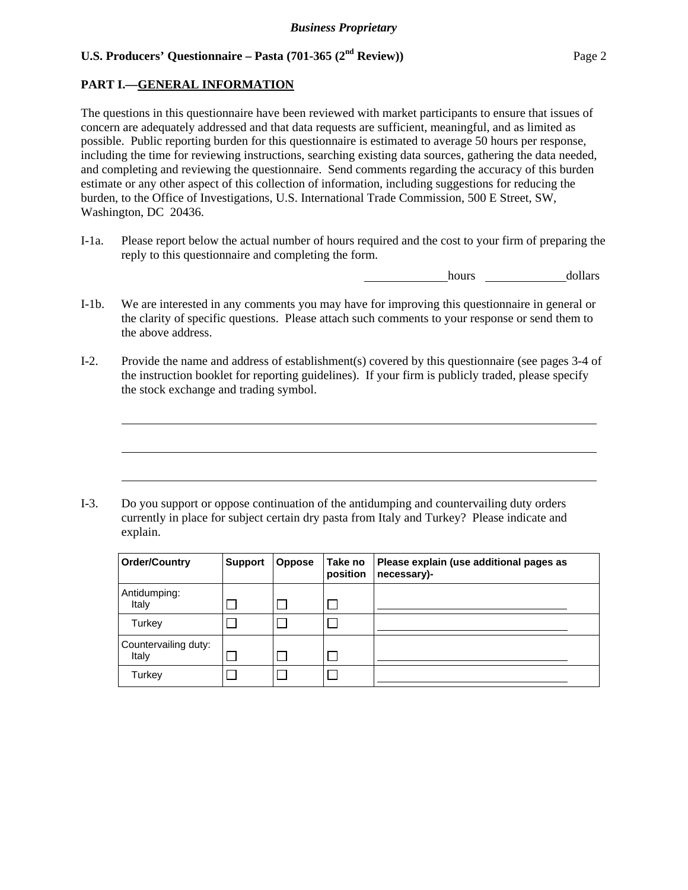**PART I.—GENERAL INFORMATION**

The questions in this questionnaire have been reviewed with market participants to ensure that issues of concern are adequately addressed and that data requests are sufficient, meaningful, and as limited as possible. Public reporting burden for this questionnaire is estimated to average 50 hours per response, including the time for reviewing instructions, searching existing data sources, gathering the data needed, and completing and reviewing the questionnaire. Send comments regarding the accuracy of this burden estimate or any other aspect of this collection of information, including suggestions for reducing the burden, to the Office of Investigations, U.S. International Trade Commission, 500 E Street, SW, Washington, DC 20436.

I-1a. Please report below the actual number of hours required and the cost to your firm of preparing the reply to this questionnaire and completing the form.

______________ hours ______________ dollars

I-1b. We are interested in any comments you may have for improving this questionnaire in general or the clarity of specific questions. Please attach such comments to your response or send them to the above address.

I-2. Provide the name and address of establishment(s) covered by this questionnaire (see pages 3-4 of the instruction booklet for reporting guidelines). If your firm is publicly traded, please specify the stock exchange and trading symbol.

________________________________________________________________________

________________________________________________________________________

________________________________________________________________________

I-3. Do you support or oppose continuation of the antidumping and countervailing duty orders currently in place for subject certain dry pasta from Italy and Turkey? Please indicate and explain.

| Order/Country | Support | Oppose | Take no position | Please explain (use additional pages as necessary)- |
|---|---|---|---|---|
| Antidumping: Italy | ☐ | ☐ | ☐ | ______________________ |
| Turkey | ☐ | ☐ | ☐ | ______________________ |
| Countervailing duty: Italy | ☐ | ☐ | ☐ | ______________________ |
| Turkey | ☐ | ☐ | ☐ | ______________________ |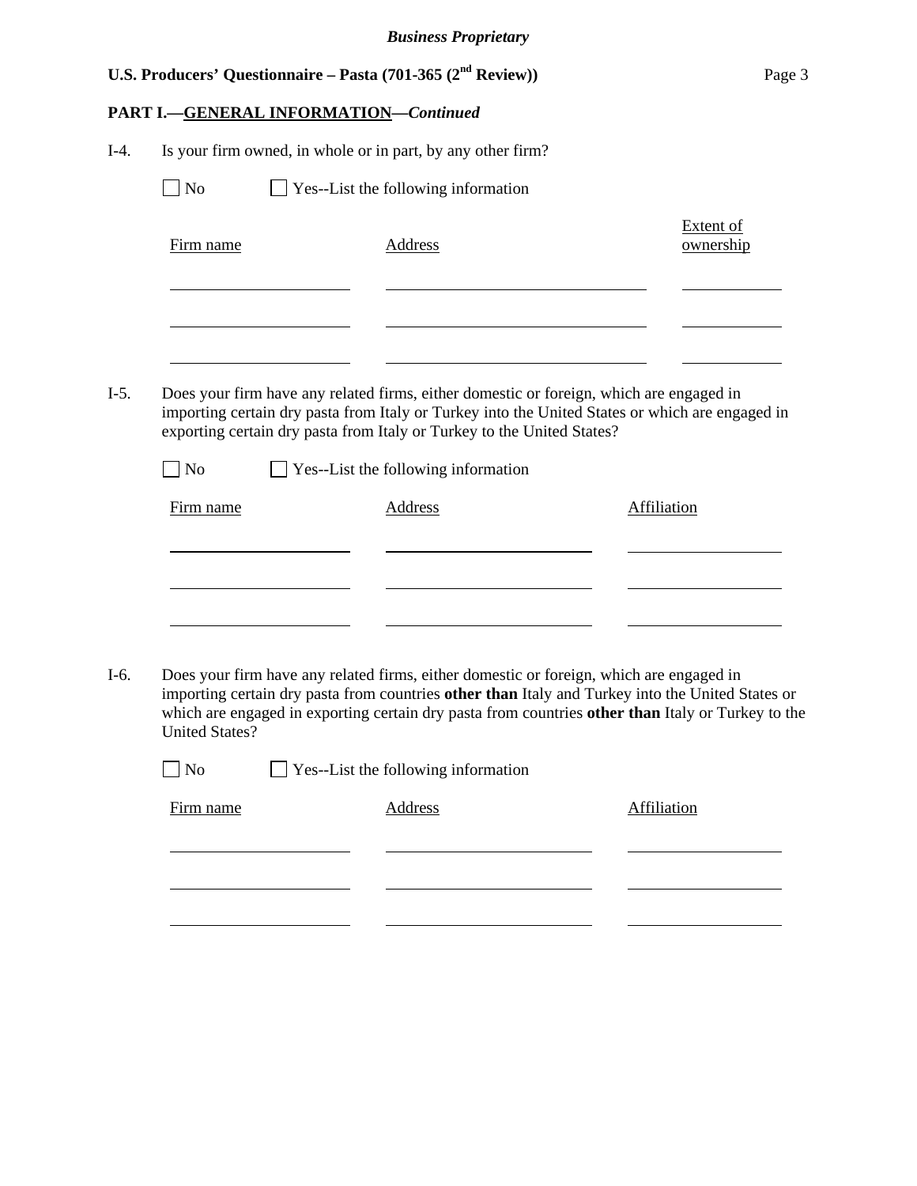**PART I.—GENERAL INFORMATION—*Continued***

I-4. Is your firm owned, in whole or in part, by any other firm?

☐ No ☐ Yes--List the following information

| Firm name | Address | Extent of ownership |
|---|---|---|
| | | |
| | | |
| | | |

I-5. Does your firm have any related firms, either domestic or foreign, which are engaged in importing certain dry pasta from Italy or Turkey into the United States or which are engaged in exporting certain dry pasta from Italy or Turkey to the United States?

☐ No ☐ Yes--List the following information

| Firm name | Address | Affiliation |
|---|---|---|
| | | |
| | | |
| | | |

I-6. Does your firm have any related firms, either domestic or foreign, which are engaged in importing certain dry pasta from countries **other than** Italy and Turkey into the United States or which are engaged in exporting certain dry pasta from countries **other than** Italy or Turkey to the United States?

☐ No ☐ Yes--List the following information

| Firm name | Address | Affiliation |
|---|---|---|
| | | |
| | | |
| | | |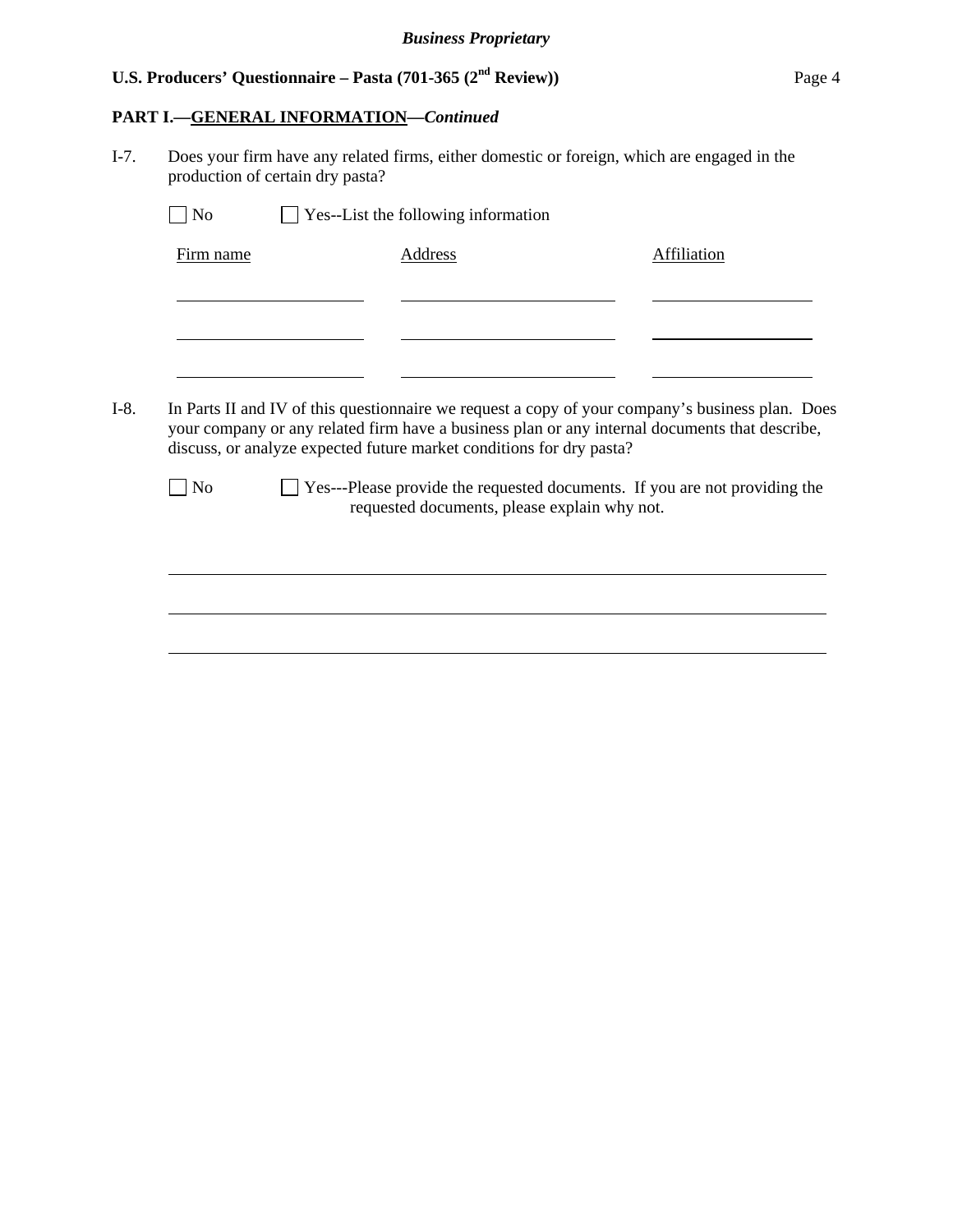## PART I.—GENERAL INFORMATION—*Continued*

I-7. Does your firm have any related firms, either domestic or foreign, which are engaged in the production of certain dry pasta?

☐ No ☐ Yes--List the following information

| Firm name | Address | Affiliation |
|---|---|---|
| | | |
| | | |
| | | |

I-8. In Parts II and IV of this questionnaire we request a copy of your company's business plan. Does your company or any related firm have a business plan or any internal documents that describe, discuss, or analyze expected future market conditions for dry pasta?

☐ No ☐ Yes---Please provide the requested documents. If you are not providing the requested documents, please explain why not.

______________________________________________________________________

______________________________________________________________________

______________________________________________________________________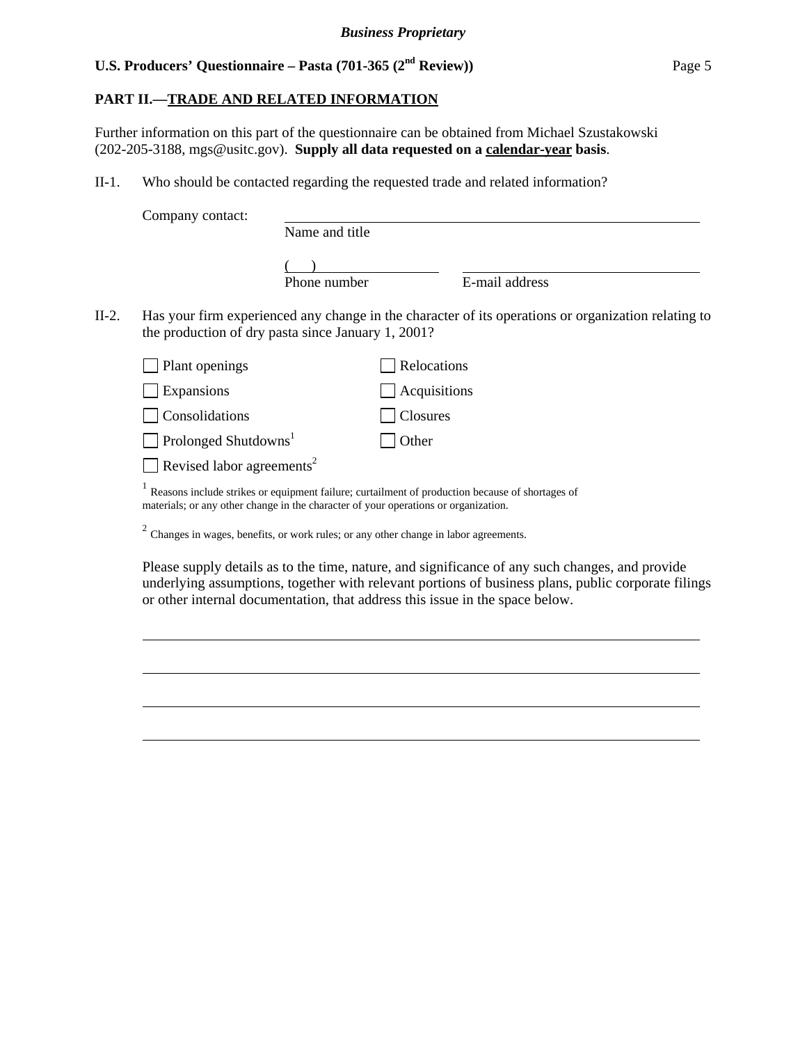**PART II.—TRADE AND RELATED INFORMATION**

Further information on this part of the questionnaire can be obtained from Michael Szustakowski (202-205-3188, mgs@usitc.gov). **Supply all data requested on a calendar-year basis**.

II-1. Who should be contacted regarding the requested trade and related information?

Company contact: ______________________________
Name and title

(    ) ______________ ______________________
Phone number E-mail address

II-2. Has your firm experienced any change in the character of its operations or organization relating to the production of dry pasta since January 1, 2001?

☐ Plant openings ☐ Relocations

☐ Expansions ☐ Acquisitions

☐ Consolidations ☐ Closures

☐ Prolonged Shutdowns[1] ☐ Other

☐ Revised labor agreements[2]

[1] Reasons include strikes or equipment failure; curtailment of production because of shortages of materials; or any other change in the character of your operations or organization.

[2] Changes in wages, benefits, or work rules; or any other change in labor agreements.

Please supply details as to the time, nature, and significance of any such changes, and provide underlying assumptions, together with relevant portions of business plans, public corporate filings or other internal documentation, that address this issue in the space below.

______________________________________________________________________

______________________________________________________________________

______________________________________________________________________

______________________________________________________________________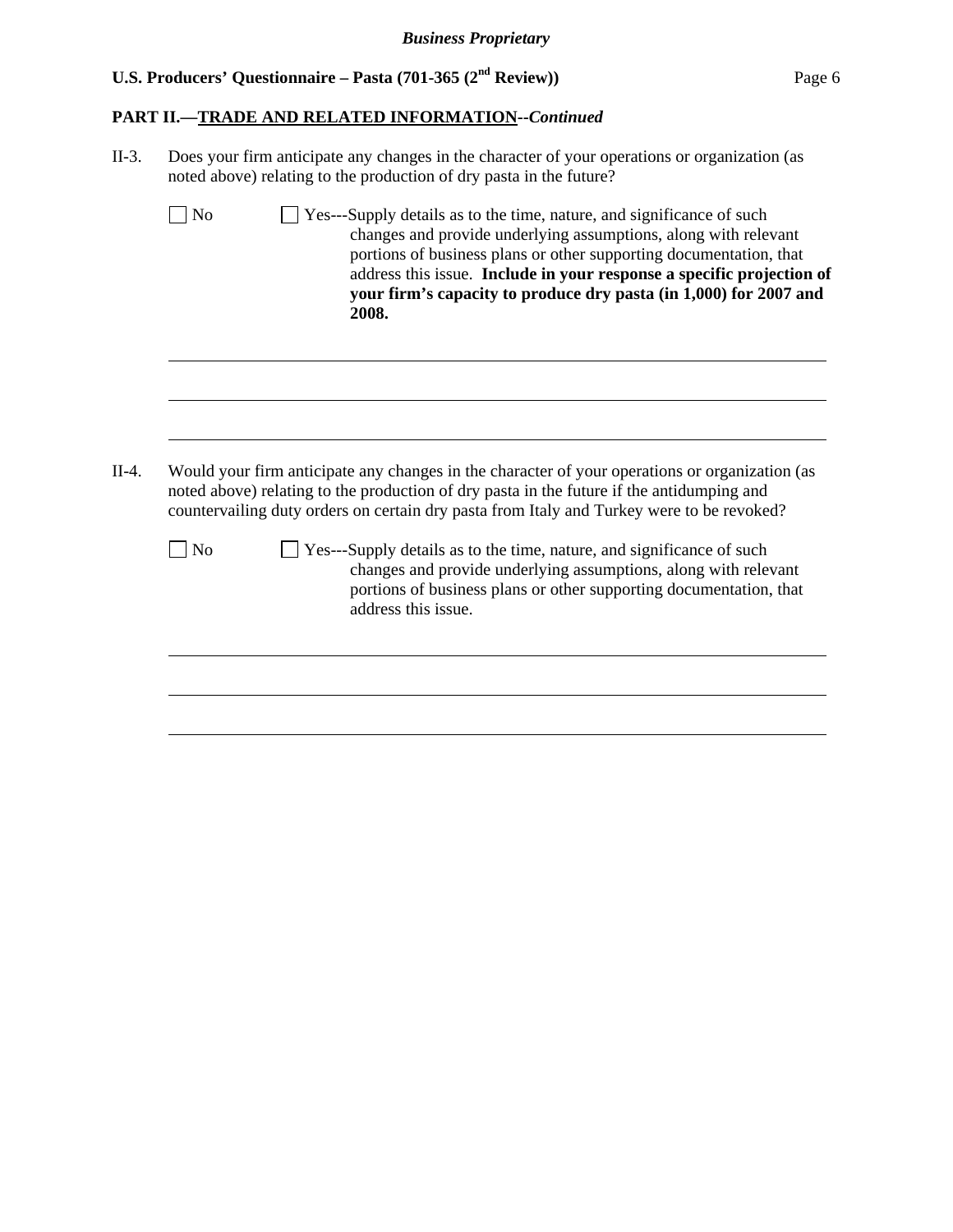**PART II.—TRADE AND RELATED INFORMATION**--*Continued*

II-3. Does your firm anticipate any changes in the character of your operations or organization (as noted above) relating to the production of dry pasta in the future?

☐ No ☐ Yes---Supply details as to the time, nature, and significance of such changes and provide underlying assumptions, along with relevant portions of business plans or other supporting documentation, that address this issue. **Include in your response a specific projection of your firm's capacity to produce dry pasta (in 1,000) for 2007 and 2008.**

______________________________________________________________________

______________________________________________________________________

______________________________________________________________________

II-4. Would your firm anticipate any changes in the character of your operations or organization (as noted above) relating to the production of dry pasta in the future if the antidumping and countervailing duty orders on certain dry pasta from Italy and Turkey were to be revoked?

☐ No ☐ Yes---Supply details as to the time, nature, and significance of such changes and provide underlying assumptions, along with relevant portions of business plans or other supporting documentation, that address this issue.

______________________________________________________________________

______________________________________________________________________

______________________________________________________________________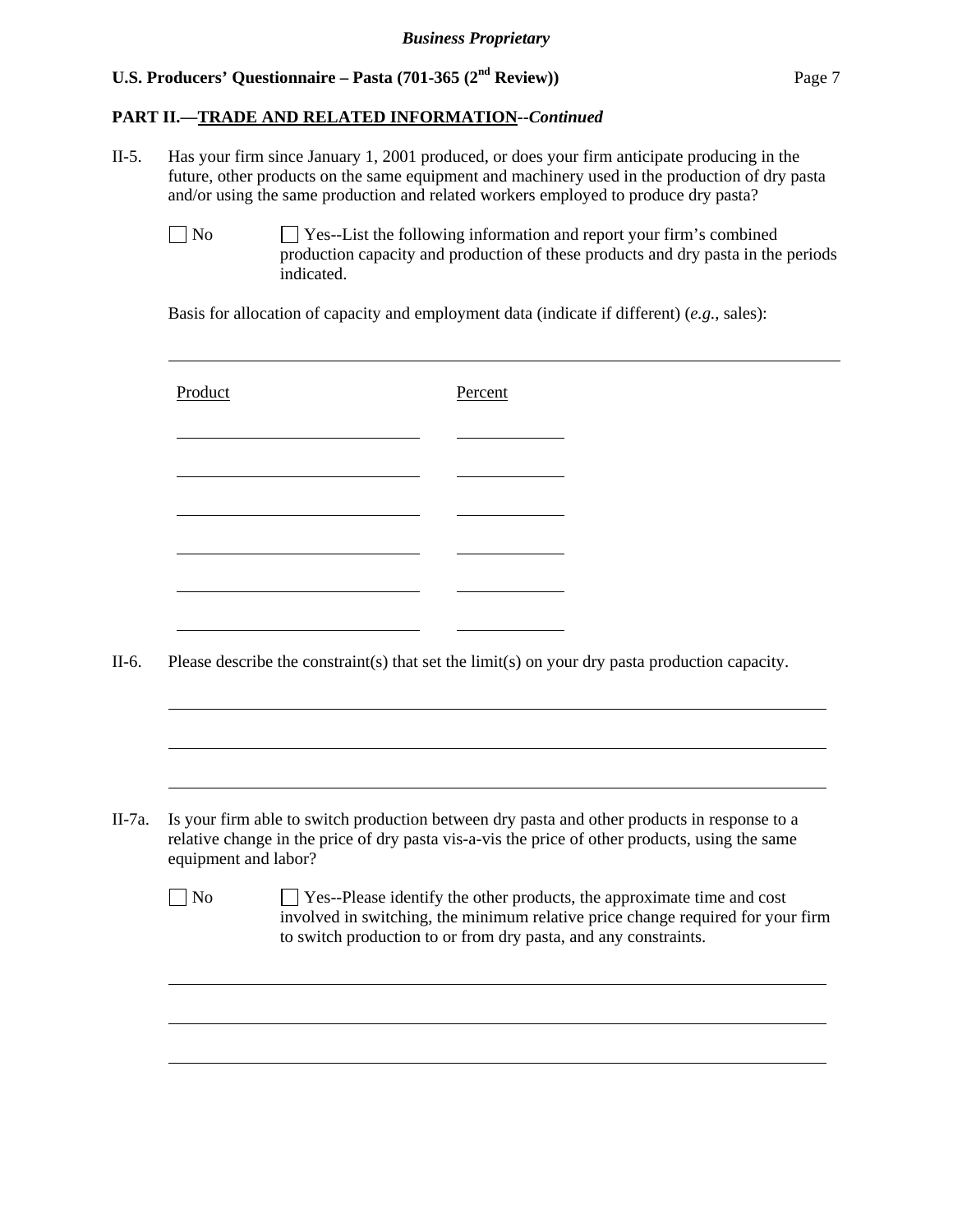**PART II.—TRADE AND RELATED INFORMATION**--*Continued*

II-5. Has your firm since January 1, 2001 produced, or does your firm anticipate producing in the future, other products on the same equipment and machinery used in the production of dry pasta and/or using the same production and related workers employed to produce dry pasta?

☐ No ☐ Yes--List the following information and report your firm's combined production capacity and production of these products and dry pasta in the periods indicated.

Basis for allocation of capacity and employment data (indicate if different) (*e.g.*, sales):

______________________________________________________________________

| Product | Percent |
| --- | --- |
| | |
| | |
| | |
| | |
| | |
| | |

II-6. Please describe the constraint(s) that set the limit(s) on your dry pasta production capacity.

______________________________________________________________________

______________________________________________________________________

______________________________________________________________________

II-7a. Is your firm able to switch production between dry pasta and other products in response to a relative change in the price of dry pasta vis-a-vis the price of other products, using the same equipment and labor?

☐ No ☐ Yes--Please identify the other products, the approximate time and cost involved in switching, the minimum relative price change required for your firm to switch production to or from dry pasta, and any constraints.

______________________________________________________________________

______________________________________________________________________

______________________________________________________________________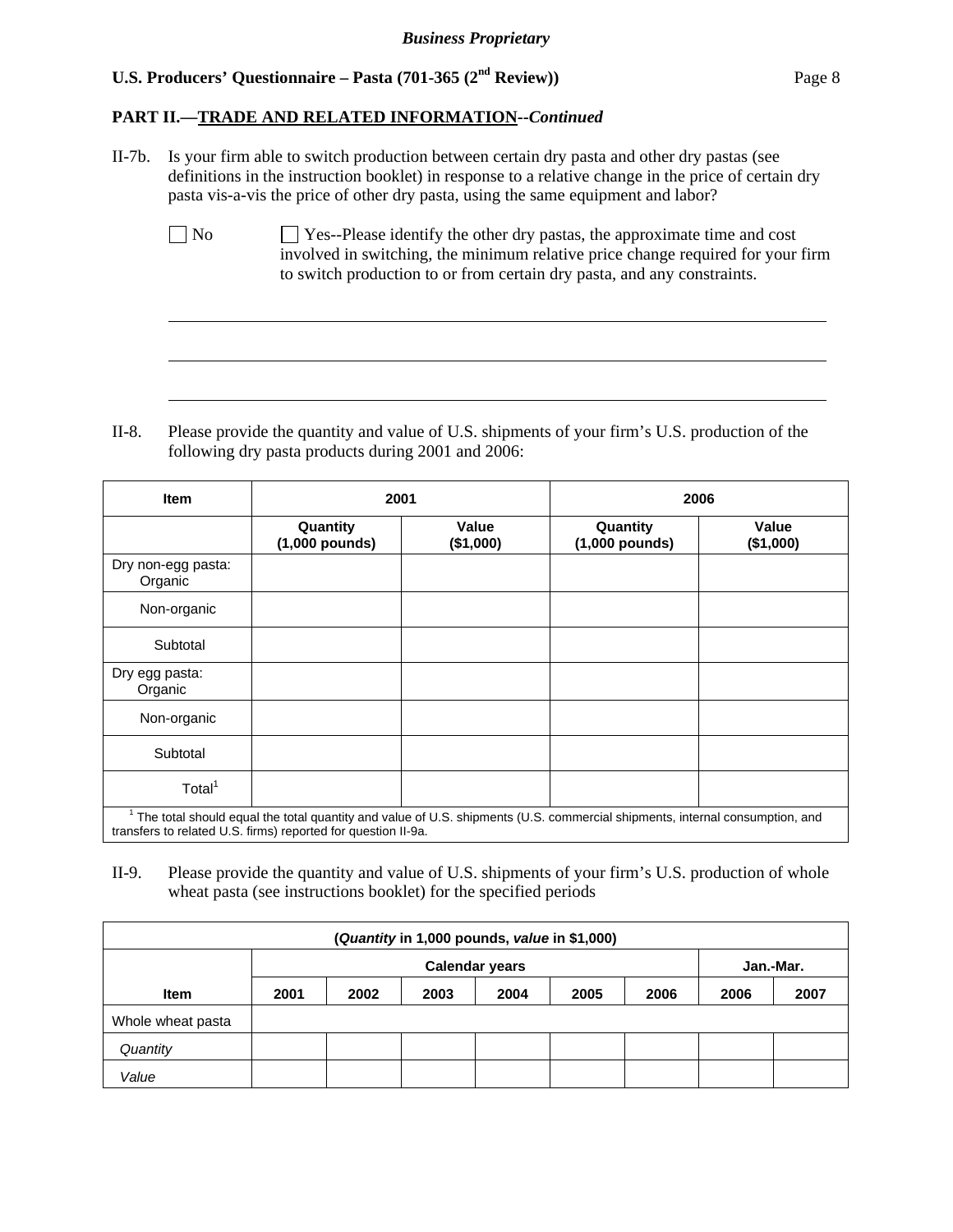**PART II.—TRADE AND RELATED INFORMATION**--*Continued*

II-7b. Is your firm able to switch production between certain dry pasta and other dry pastas (see definitions in the instruction booklet) in response to a relative change in the price of certain dry pasta vis-a-vis the price of other dry pasta, using the same equipment and labor?

☐ No ☐ Yes--Please identify the other dry pastas, the approximate time and cost involved in switching, the minimum relative price change required for your firm to switch production to or from certain dry pasta, and any constraints.

\_\_\_\_\_\_\_\_\_\_\_\_\_\_\_\_\_\_\_\_\_\_\_\_\_\_\_\_\_\_\_\_\_\_\_\_\_\_\_\_\_\_\_\_\_\_\_\_\_\_\_\_\_\_\_\_\_\_\_\_

\_\_\_\_\_\_\_\_\_\_\_\_\_\_\_\_\_\_\_\_\_\_\_\_\_\_\_\_\_\_\_\_\_\_\_\_\_\_\_\_\_\_\_\_\_\_\_\_\_\_\_\_\_\_\_\_\_\_\_\_

\_\_\_\_\_\_\_\_\_\_\_\_\_\_\_\_\_\_\_\_\_\_\_\_\_\_\_\_\_\_\_\_\_\_\_\_\_\_\_\_\_\_\_\_\_\_\_\_\_\_\_\_\_\_\_\_\_\_\_\_

II-8. Please provide the quantity and value of U.S. shipments of your firm's U.S. production of the following dry pasta products during 2001 and 2006:

| Item | 2001 | | 2006 | |
|---|---|---|---|---|
| | Quantity (1,000 pounds) | Value ($1,000) | Quantity (1,000 pounds) | Value ($1,000) |
| Dry non-egg pasta: Organic | | | | |
| Non-organic | | | | |
| Subtotal | | | | |
| Dry egg pasta: Organic | | | | |
| Non-organic | | | | |
| Subtotal | | | | |
| Total[1] | | | | |

[1] The total should equal the total quantity and value of U.S. shipments (U.S. commercial shipments, internal consumption, and transfers to related U.S. firms) reported for question II-9a.

II-9. Please provide the quantity and value of U.S. shipments of your firm's U.S. production of whole wheat pasta (see instructions booklet) for the specified periods

(*Quantity* in 1,000 pounds, *value* in $1,000)

| | Calendar years | | | | | | Jan.-Mar. | |
|---|---|---|---|---|---|---|---|---|
| Item | 2001 | 2002 | 2003 | 2004 | 2005 | 2006 | 2006 | 2007 |
| Whole wheat pasta | | | | | | | | |
| *Quantity* | | | | | | | | |
| *Value* | | | | | | | | |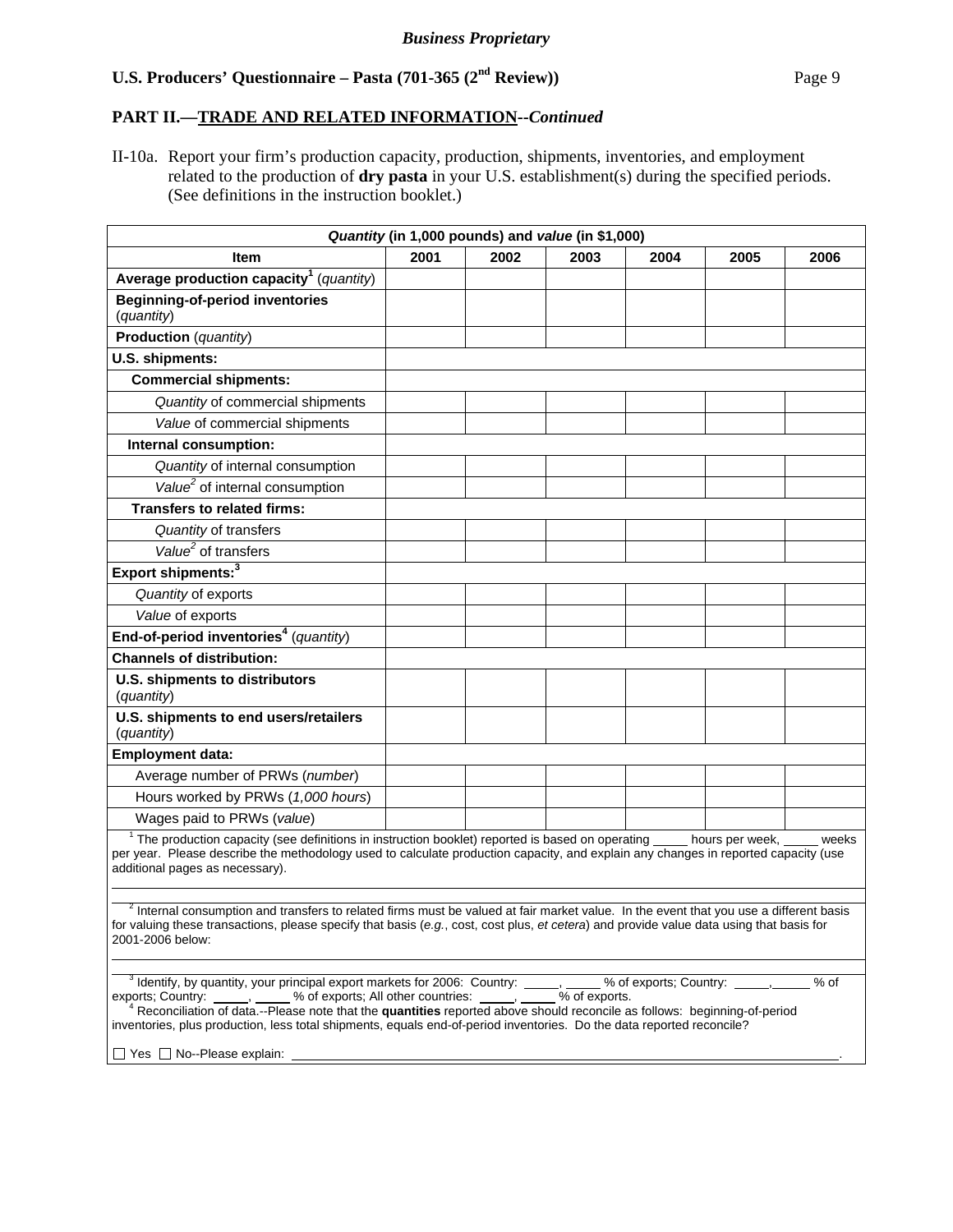*Business Proprietary*

**U.S. Producers' Questionnaire – Pasta (701-365 (2nd Review))**

## PART II.—TRADE AND RELATED INFORMATION--*Continued*

II-10a. Report your firm's production capacity, production, shipments, inventories, and employment related to the production of **dry pasta** in your U.S. establishment(s) during the specified periods. (See definitions in the instruction booklet.)

| *Quantity* (in 1,000 pounds) and *value* (in $1,000) | | | | | | |
|---|---|---|---|---|---|---|
| **Item** | **2001** | **2002** | **2003** | **2004** | **2005** | **2006** |
| **Average production capacity**[1] (*quantity*) | | | | | | |
| **Beginning-of-period inventories** (*quantity*) | | | | | | |
| **Production** (*quantity*) | | | | | | |
| **U.S. shipments:** | | | | | | |
| **Commercial shipments:** | | | | | | |
| *Quantity* of commercial shipments | | | | | | |
| *Value* of commercial shipments | | | | | | |
| **Internal consumption:** | | | | | | |
| *Quantity* of internal consumption | | | | | | |
| *Value*[2] of internal consumption | | | | | | |
| **Transfers to related firms:** | | | | | | |
| *Quantity* of transfers | | | | | | |
| *Value*[2] of transfers | | | | | | |
| **Export shipments:**[3] | | | | | | |
| *Quantity* of exports | | | | | | |
| *Value* of exports | | | | | | |
| **End-of-period inventories**[4] (*quantity*) | | | | | | |
| **Channels of distribution:** | | | | | | |
| **U.S. shipments to distributors** (*quantity*) | | | | | | |
| **U.S. shipments to end users/retailers** (*quantity*) | | | | | | |
| **Employment data:** | | | | | | |
| Average number of PRWs (*number*) | | | | | | |
| Hours worked by PRWs (*1,000 hours*) | | | | | | |
| Wages paid to PRWs (*value*) | | | | | | |

[1] The production capacity (see definitions in instruction booklet) reported is based on operating _____ hours per week, _____ weeks per year. Please describe the methodology used to calculate production capacity, and explain any changes in reported capacity (use additional pages as necessary).

______________________________________________________________________

[2] Internal consumption and transfers to related firms must be valued at fair market value. In the event that you use a different basis for valuing these transactions, please specify that basis (*e.g.*, cost, cost plus, *et cetera*) and provide value data using that basis for 2001-2006 below:

______________________________________________________________________

[3] Identify, by quantity, your principal export markets for 2006: Country: _____, _____ % of exports; Country: _____, _____ % of exports; Country: _____, _____ % of exports; All other countries: _____, _____ % of exports.

[4] Reconciliation of data.--Please note that the **quantities** reported above should reconcile as follows: beginning-of-period inventories, plus production, less total shipments, equals end-of-period inventories. Do the data reported reconcile?

☐ Yes ☐ No--Please explain: ______________________________________________.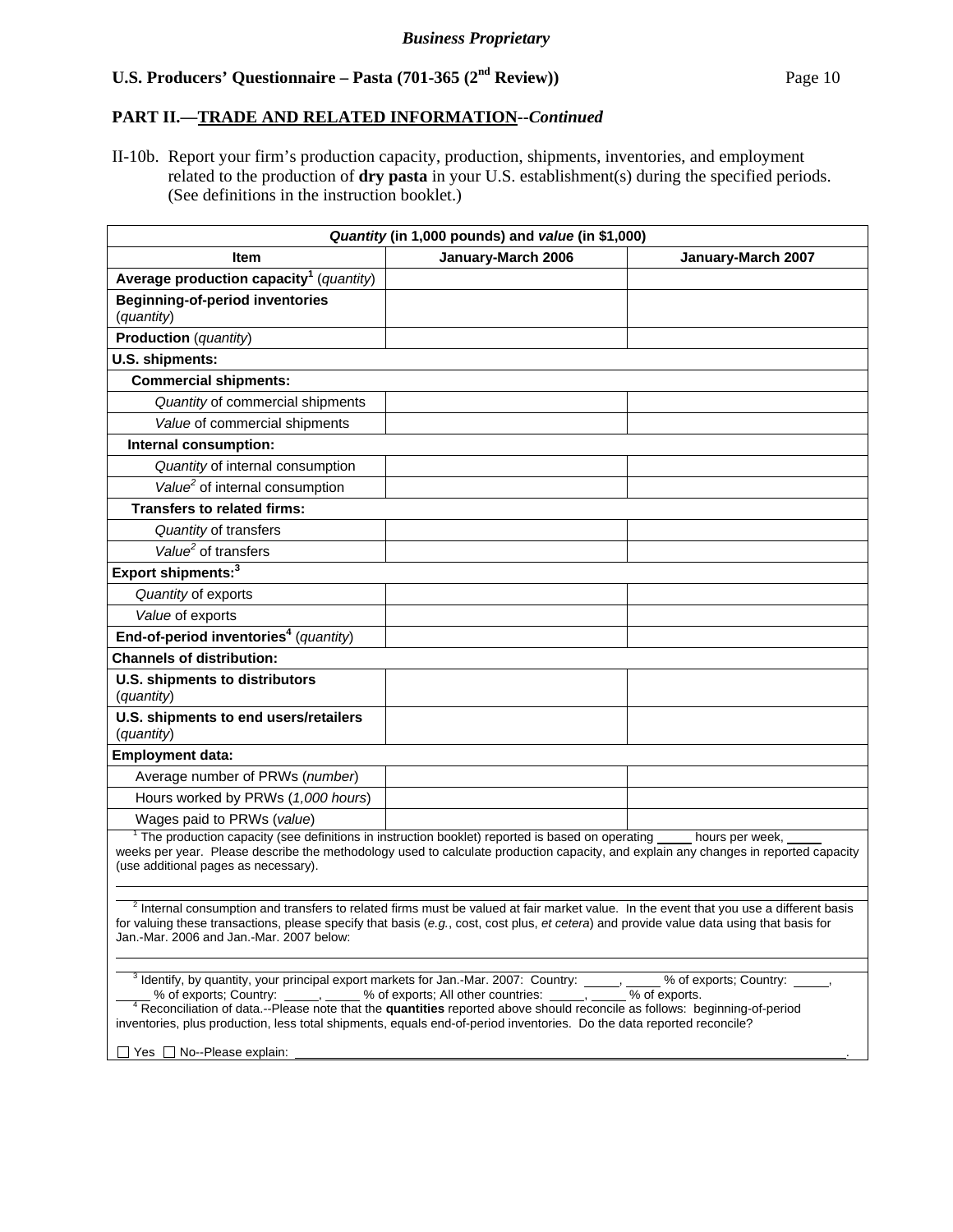*Business Proprietary*

**U.S. Producers' Questionnaire – Pasta (701-365 (2nd Review))**

**PART II.—TRADE AND RELATED INFORMATION--*Continued***

II-10b. Report your firm's production capacity, production, shipments, inventories, and employment related to the production of **dry pasta** in your U.S. establishment(s) during the specified periods. (See definitions in the instruction booklet.)

| ***Quantity* (in 1,000 pounds) and *value* (in $1,000)** | | |
|---|---|---|
| **Item** | **January-March 2006** | **January-March 2007** |
| **Average production capacity[1]** (*quantity*) | | |
| **Beginning-of-period inventories** (*quantity*) | | |
| **Production** (*quantity*) | | |
| **U.S. shipments:** | | |
| **Commercial shipments:** | | |
| *Quantity* of commercial shipments | | |
| *Value* of commercial shipments | | |
| **Internal consumption:** | | |
| *Quantity* of internal consumption | | |
| *Value*[2] of internal consumption | | |
| **Transfers to related firms:** | | |
| *Quantity* of transfers | | |
| *Value*[2] of transfers | | |
| **Export shipments:[3]** | | |
| *Quantity* of exports | | |
| *Value* of exports | | |
| **End-of-period inventories[4]** (*quantity*) | | |
| **Channels of distribution:** | | |
| **U.S. shipments to distributors** (*quantity*) | | |
| **U.S. shipments to end users/retailers** (*quantity*) | | |
| **Employment data:** | | |
| Average number of PRWs (*number*) | | |
| Hours worked by PRWs (*1,000 hours*) | | |
| Wages paid to PRWs (*value*) | | |

[1] The production capacity (see definitions in instruction booklet) reported is based on operating _____ hours per week, _____ weeks per year. Please describe the methodology used to calculate production capacity, and explain any changes in reported capacity (use additional pages as necessary).

____________________________________________________________

[2] Internal consumption and transfers to related firms must be valued at fair market value. In the event that you use a different basis for valuing these transactions, please specify that basis (*e.g.*, cost, cost plus, *et cetera*) and provide value data using that basis for Jan.-Mar. 2006 and Jan.-Mar. 2007 below:

____________________________________________________________

[3] Identify, by quantity, your principal export markets for Jan.-Mar. 2007: Country: _____, _____ % of exports; Country: _____, _____ % of exports; Country: _____, _____ % of exports; All other countries: _____, _____ % of exports.

[4] Reconciliation of data.--Please note that the **quantities** reported above should reconcile as follows: beginning-of-period inventories, plus production, less total shipments, equals end-of-period inventories. Do the data reported reconcile?

☐ Yes ☐ No--Please explain: ____________________________________________.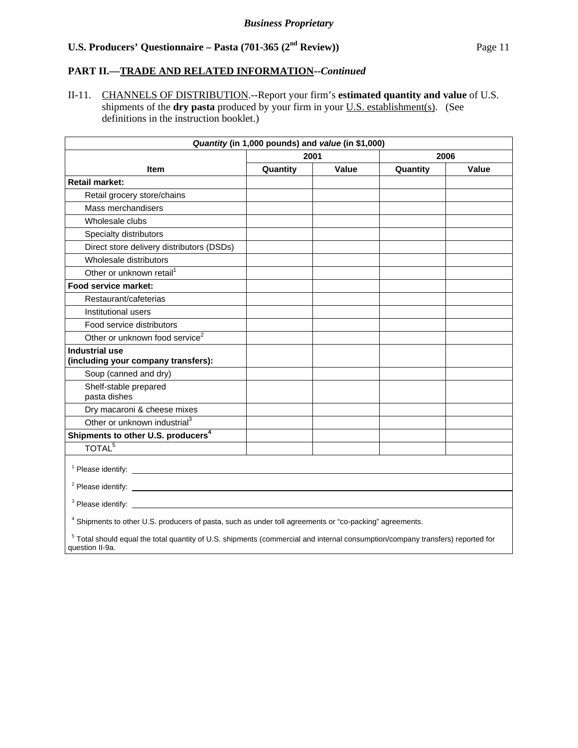**Business Proprietary**

**U.S. Producers' Questionnaire – Pasta (701-365 (2nd Review))**

## PART II.—TRADE AND RELATED INFORMATION--*Continued*

II-11. CHANNELS OF DISTRIBUTION.--Report your firm's **estimated quantity and value** of U.S. shipments of the **dry pasta** produced by your firm in your U.S. establishment(s). (See definitions in the instruction booklet.)

| ***Quantity* (in 1,000 pounds) and *value* (in $1,000)** | | | | |
|---|---|---|---|---|
| | **2001** | | **2006** | |
| **Item** | **Quantity** | **Value** | **Quantity** | **Value** |
| **Retail market:** | | | | |
| Retail grocery store/chains | | | | |
| Mass merchandisers | | | | |
| Wholesale clubs | | | | |
| Specialty distributors | | | | |
| Direct store delivery distributors (DSDs) | | | | |
| Wholesale distributors | | | | |
| Other or unknown retail[1] | | | | |
| **Food service market:** | | | | |
| Restaurant/cafeterias | | | | |
| Institutional users | | | | |
| Food service distributors | | | | |
| Other or unknown food service[2] | | | | |
| **Industrial use (including your company transfers):** | | | | |
| Soup (canned and dry) | | | | |
| Shelf-stable prepared pasta dishes | | | | |
| Dry macaroni & cheese mixes | | | | |
| Other or unknown industrial[3] | | | | |
| **Shipments to other U.S. producers[4]** | | | | |
| TOTAL[5] | | | | |

[1] Please identify: ______________________________

[2] Please identify: ______________________________

[3] Please identify: ______________________________

[4] Shipments to other U.S. producers of pasta, such as under toll agreements or "co-packing" agreements.

[5] Total should equal the total quantity of U.S. shipments (commercial and internal consumption/company transfers) reported for question II-9a.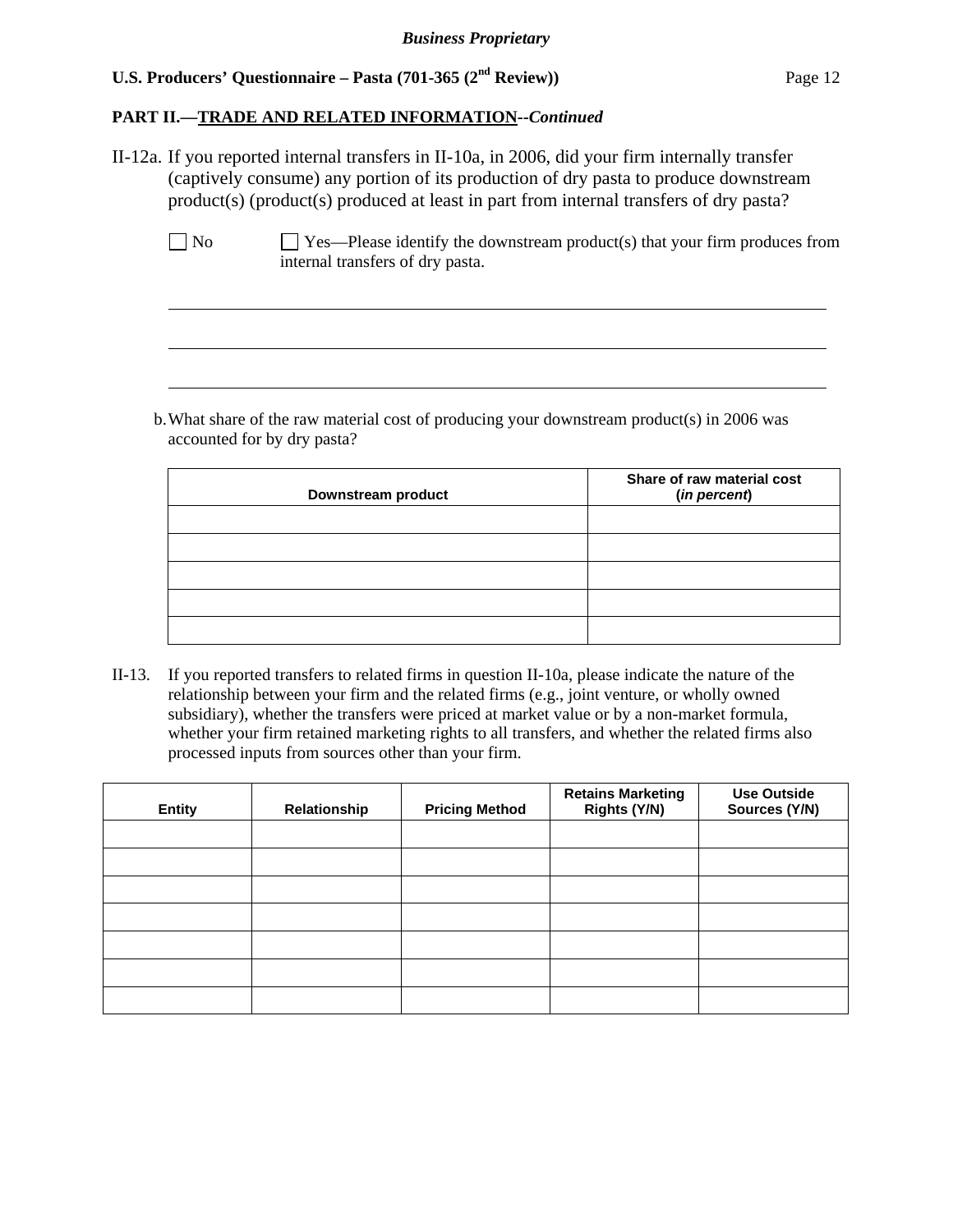**PART II.—TRADE AND RELATED INFORMATION**--*Continued*

II-12a. If you reported internal transfers in II-10a, in 2006, did your firm internally transfer (captively consume) any portion of its production of dry pasta to produce downstream product(s) (product(s) produced at least in part from internal transfers of dry pasta?

☐ No ☐ Yes—Please identify the downstream product(s) that your firm produces from internal transfers of dry pasta.

\_\_\_\_\_\_\_\_\_\_\_\_\_\_\_\_\_\_\_\_\_\_\_\_\_\_\_\_\_\_\_\_\_\_\_\_\_\_\_\_\_\_\_\_\_\_\_\_\_\_\_\_\_\_\_\_\_\_\_\_

\_\_\_\_\_\_\_\_\_\_\_\_\_\_\_\_\_\_\_\_\_\_\_\_\_\_\_\_\_\_\_\_\_\_\_\_\_\_\_\_\_\_\_\_\_\_\_\_\_\_\_\_\_\_\_\_\_\_\_\_

\_\_\_\_\_\_\_\_\_\_\_\_\_\_\_\_\_\_\_\_\_\_\_\_\_\_\_\_\_\_\_\_\_\_\_\_\_\_\_\_\_\_\_\_\_\_\_\_\_\_\_\_\_\_\_\_\_\_\_\_

b. What share of the raw material cost of producing your downstream product(s) in 2006 was accounted for by dry pasta?

| Downstream product | Share of raw material cost (*in percent*) |
|---|---|
| | |
| | |
| | |
| | |
| | |

II-13. If you reported transfers to related firms in question II-10a, please indicate the nature of the relationship between your firm and the related firms (e.g., joint venture, or wholly owned subsidiary), whether the transfers were priced at market value or by a non-market formula, whether your firm retained marketing rights to all transfers, and whether the related firms also processed inputs from sources other than your firm.

| Entity | Relationship | Pricing Method | Retains Marketing Rights (Y/N) | Use Outside Sources (Y/N) |
|---|---|---|---|---|
| | | | | |
| | | | | |
| | | | | |
| | | | | |
| | | | | |
| | | | | |
| | | | | |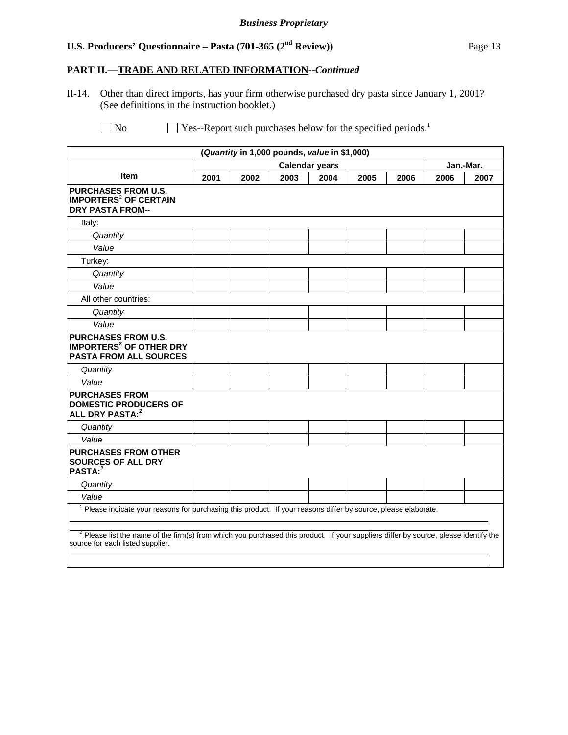*Business Proprietary*

**U.S. Producers' Questionnaire – Pasta (701-365 (2nd Review))**

**PART II.—TRADE AND RELATED INFORMATION**--*Continued*

II-14. Other than direct imports, has your firm otherwise purchased dry pasta since January 1, 2001? (See definitions in the instruction booklet.)

☐ No ☐ Yes--Report such purchases below for the specified periods.[1]

| (*Quantity* in 1,000 pounds, *value* in $1,000) | | | | | | | | |
|---|---|---|---|---|---|---|---|---|
| | Calendar years | | | | | | Jan.-Mar. | |
| **Item** | **2001** | **2002** | **2003** | **2004** | **2005** | **2006** | **2006** | **2007** |
| **PURCHASES FROM U.S. IMPORTERS[2] OF CERTAIN DRY PASTA FROM--** | | | | | | | | |
| Italy: | | | | | | | | |
| *Quantity* | | | | | | | | |
| *Value* | | | | | | | | |
| Turkey: | | | | | | | | |
| *Quantity* | | | | | | | | |
| *Value* | | | | | | | | |
| All other countries: | | | | | | | | |
| *Quantity* | | | | | | | | |
| *Value* | | | | | | | | |
| **PURCHASES FROM U.S. IMPORTERS[2] OF OTHER DRY PASTA FROM ALL SOURCES** | | | | | | | | |
| *Quantity* | | | | | | | | |
| *Value* | | | | | | | | |
| **PURCHASES FROM DOMESTIC PRODUCERS OF ALL DRY PASTA:[2]** | | | | | | | | |
| *Quantity* | | | | | | | | |
| *Value* | | | | | | | | |
| **PURCHASES FROM OTHER SOURCES OF ALL DRY PASTA:[2]** | | | | | | | | |
| *Quantity* | | | | | | | | |
| *Value* | | | | | | | | |

[1] Please indicate your reasons for purchasing this product. If your reasons differ by source, please elaborate.

[2] Please list the name of the firm(s) from which you purchased this product. If your suppliers differ by source, please identify the source for each listed supplier.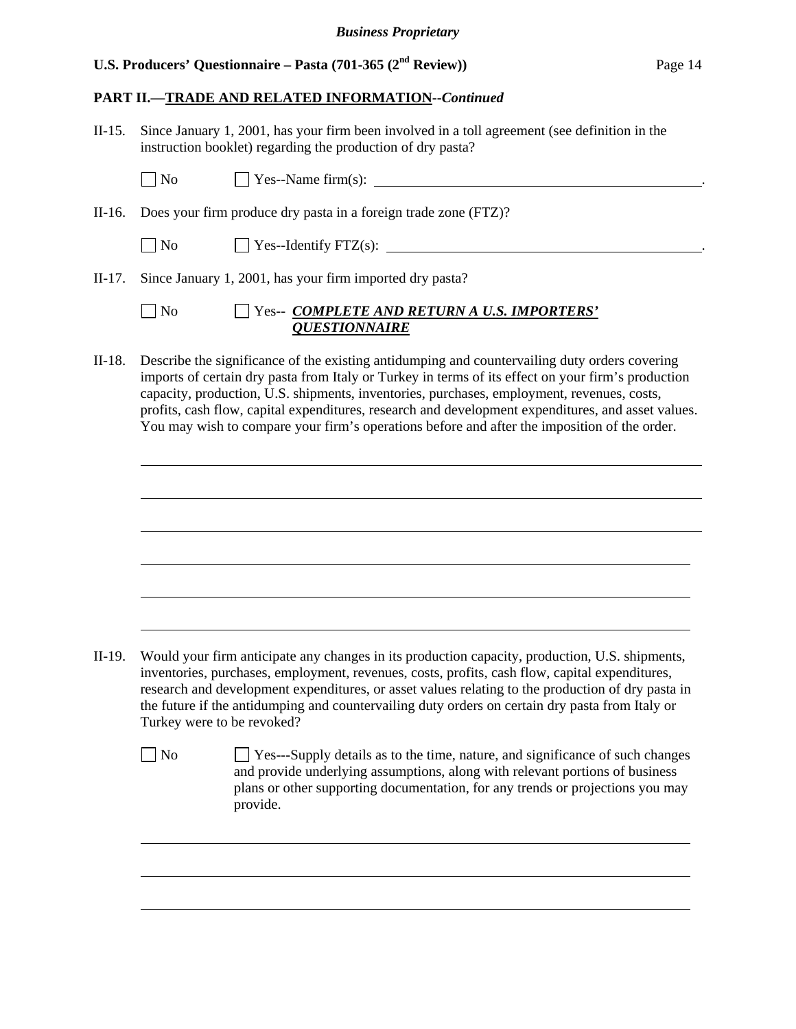## PART II.—TRADE AND RELATED INFORMATION--*Continued*

II-15. Since January 1, 2001, has your firm been involved in a toll agreement (see definition in the instruction booklet) regarding the production of dry pasta?

☐ No ☐ Yes--Name firm(s): ______________________________________________.

II-16. Does your firm produce dry pasta in a foreign trade zone (FTZ)?

☐ No ☐ Yes--Identify FTZ(s): ______________________________________________.

II-17. Since January 1, 2001, has your firm imported dry pasta?

☐ No ☐ Yes-- ***COMPLETE AND RETURN A U.S. IMPORTERS' QUESTIONNAIRE***

II-18. Describe the significance of the existing antidumping and countervailing duty orders covering imports of certain dry pasta from Italy or Turkey in terms of its effect on your firm's production capacity, production, U.S. shipments, inventories, purchases, employment, revenues, costs, profits, cash flow, capital expenditures, research and development expenditures, and asset values. You may wish to compare your firm's operations before and after the imposition of the order.

______________________________________________________________________________

______________________________________________________________________________

______________________________________________________________________________

______________________________________________________________________________

______________________________________________________________________________

______________________________________________________________________________

II-19. Would your firm anticipate any changes in its production capacity, production, U.S. shipments, inventories, purchases, employment, revenues, costs, profits, cash flow, capital expenditures, research and development expenditures, or asset values relating to the production of dry pasta in the future if the antidumping and countervailing duty orders on certain dry pasta from Italy or Turkey were to be revoked?

☐ No ☐ Yes---Supply details as to the time, nature, and significance of such changes and provide underlying assumptions, along with relevant portions of business plans or other supporting documentation, for any trends or projections you may provide.

______________________________________________________________________________

______________________________________________________________________________

______________________________________________________________________________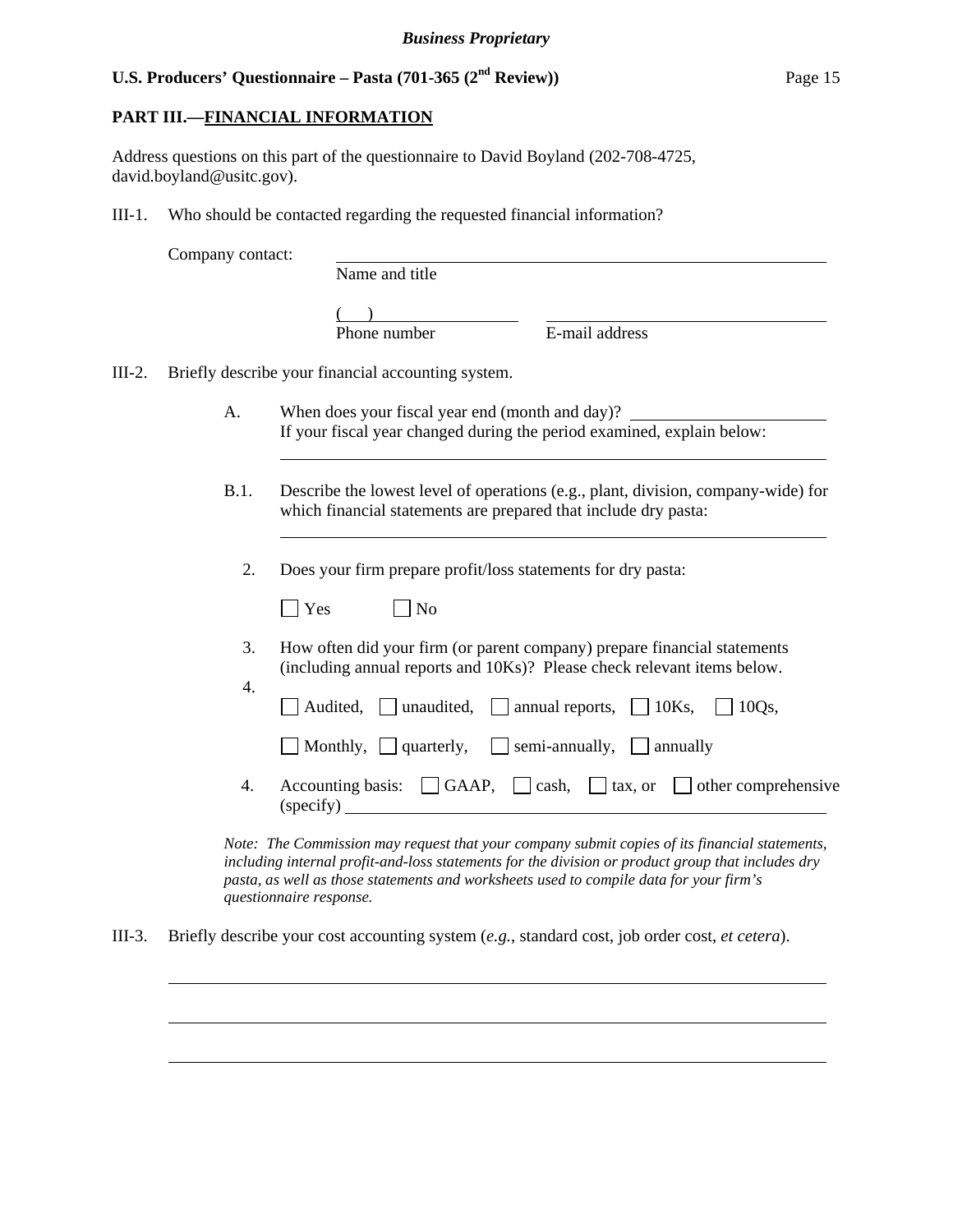## PART III.—FINANCIAL INFORMATION

Address questions on this part of the questionnaire to David Boyland (202-708-4725, david.boyland@usitc.gov).

III-1. Who should be contacted regarding the requested financial information?

Company contact: \_\_\_\_\_\_\_\_\_\_\_\_\_\_\_\_\_\_\_\_\_\_\_\_\_\_\_\_\_\_\_\_\_\_\_\_\_\_\_\_
Name and title

( ) \_\_\_\_\_\_\_\_\_\_\_\_\_\_\_\_\_ \_\_\_\_\_\_\_\_\_\_\_\_\_\_\_\_\_\_\_\_\_\_\_\_\_\_
Phone number E-mail address

III-2. Briefly describe your financial accounting system.

A. When does your fiscal year end (month and day)? \_\_\_\_\_\_\_\_\_\_\_\_\_\_\_\_\_\_
If your fiscal year changed during the period examined, explain below:

\_\_\_\_\_\_\_\_\_\_\_\_\_\_\_\_\_\_\_\_\_\_\_\_\_\_\_\_\_\_\_\_\_\_\_\_\_\_\_\_\_\_\_\_\_\_\_\_\_\_\_\_

B.1. Describe the lowest level of operations (e.g., plant, division, company-wide) for which financial statements are prepared that include dry pasta:

\_\_\_\_\_\_\_\_\_\_\_\_\_\_\_\_\_\_\_\_\_\_\_\_\_\_\_\_\_\_\_\_\_\_\_\_\_\_\_\_\_\_\_\_\_\_\_\_\_\_\_\_

2. Does your firm prepare profit/loss statements for dry pasta:

☐ Yes ☐ No

3. How often did your firm (or parent company) prepare financial statements (including annual reports and 10Ks)? Please check relevant items below.

4. ☐ Audited, ☐ unaudited, ☐ annual reports, ☐ 10Ks, ☐ 10Qs,

☐ Monthly, ☐ quarterly, ☐ semi-annually, ☐ annually

4. Accounting basis: ☐ GAAP, ☐ cash, ☐ tax, or ☐ other comprehensive (specify) \_\_\_\_\_\_\_\_\_\_\_\_\_\_\_\_\_\_\_\_\_\_\_\_\_\_\_\_\_\_\_\_\_\_\_\_\_\_\_\_

*Note: The Commission may request that your company submit copies of its financial statements, including internal profit-and-loss statements for the division or product group that includes dry pasta, as well as those statements and worksheets used to compile data for your firm's questionnaire response.*

III-3. Briefly describe your cost accounting system (*e.g.*, standard cost, job order cost, *et cetera*).

\_\_\_\_\_\_\_\_\_\_\_\_\_\_\_\_\_\_\_\_\_\_\_\_\_\_\_\_\_\_\_\_\_\_\_\_\_\_\_\_\_\_\_\_\_\_\_\_\_\_\_\_\_\_\_\_\_\_

\_\_\_\_\_\_\_\_\_\_\_\_\_\_\_\_\_\_\_\_\_\_\_\_\_\_\_\_\_\_\_\_\_\_\_\_\_\_\_\_\_\_\_\_\_\_\_\_\_\_\_\_\_\_\_\_\_\_

\_\_\_\_\_\_\_\_\_\_\_\_\_\_\_\_\_\_\_\_\_\_\_\_\_\_\_\_\_\_\_\_\_\_\_\_\_\_\_\_\_\_\_\_\_\_\_\_\_\_\_\_\_\_\_\_\_\_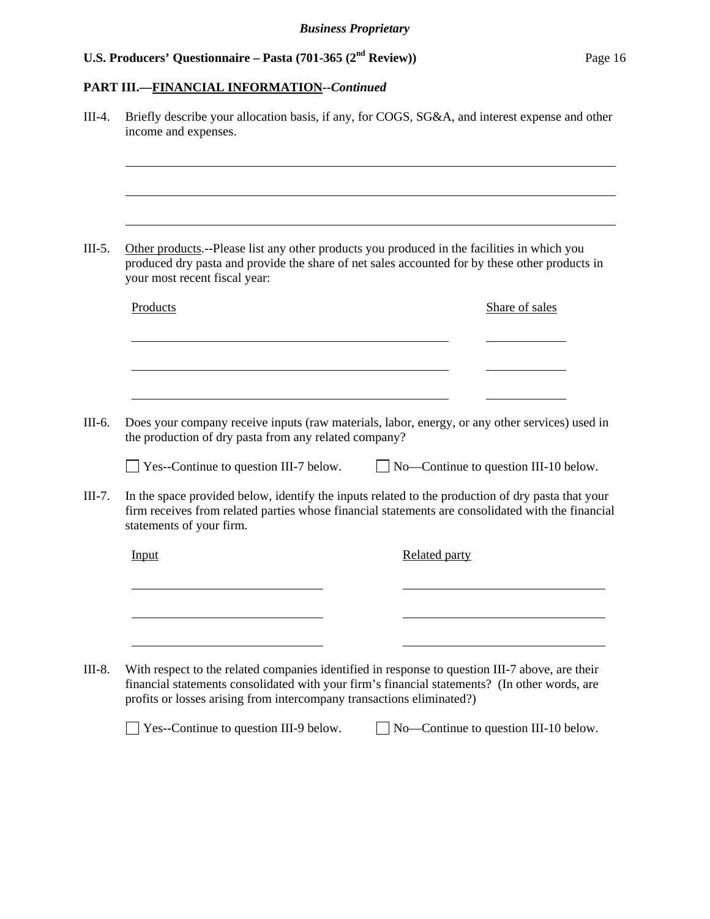**PART III.—FINANCIAL INFORMATION--*Continued***

III-4. Briefly describe your allocation basis, if any, for COGS, SG&A, and interest expense and other income and expenses.

______________________________________________________________________

______________________________________________________________________

______________________________________________________________________

III-5. Other products.--Please list any other products you produced in the facilities in which you produced dry pasta and provide the share of net sales accounted for by these other products in your most recent fiscal year:

| Products | Share of sales |
|---|---|
| | |
| | |
| | |

III-6. Does your company receive inputs (raw materials, labor, energy, or any other services) used in the production of dry pasta from any related company?

☐ Yes--Continue to question III-7 below. ☐ No—Continue to question III-10 below.

III-7. In the space provided below, identify the inputs related to the production of dry pasta that your firm receives from related parties whose financial statements are consolidated with the financial statements of your firm.

| Input | Related party |
|---|---|
| | |
| | |
| | |

III-8. With respect to the related companies identified in response to question III-7 above, are their financial statements consolidated with your firm's financial statements? (In other words, are profits or losses arising from intercompany transactions eliminated?)

☐ Yes--Continue to question III-9 below. ☐ No—Continue to question III-10 below.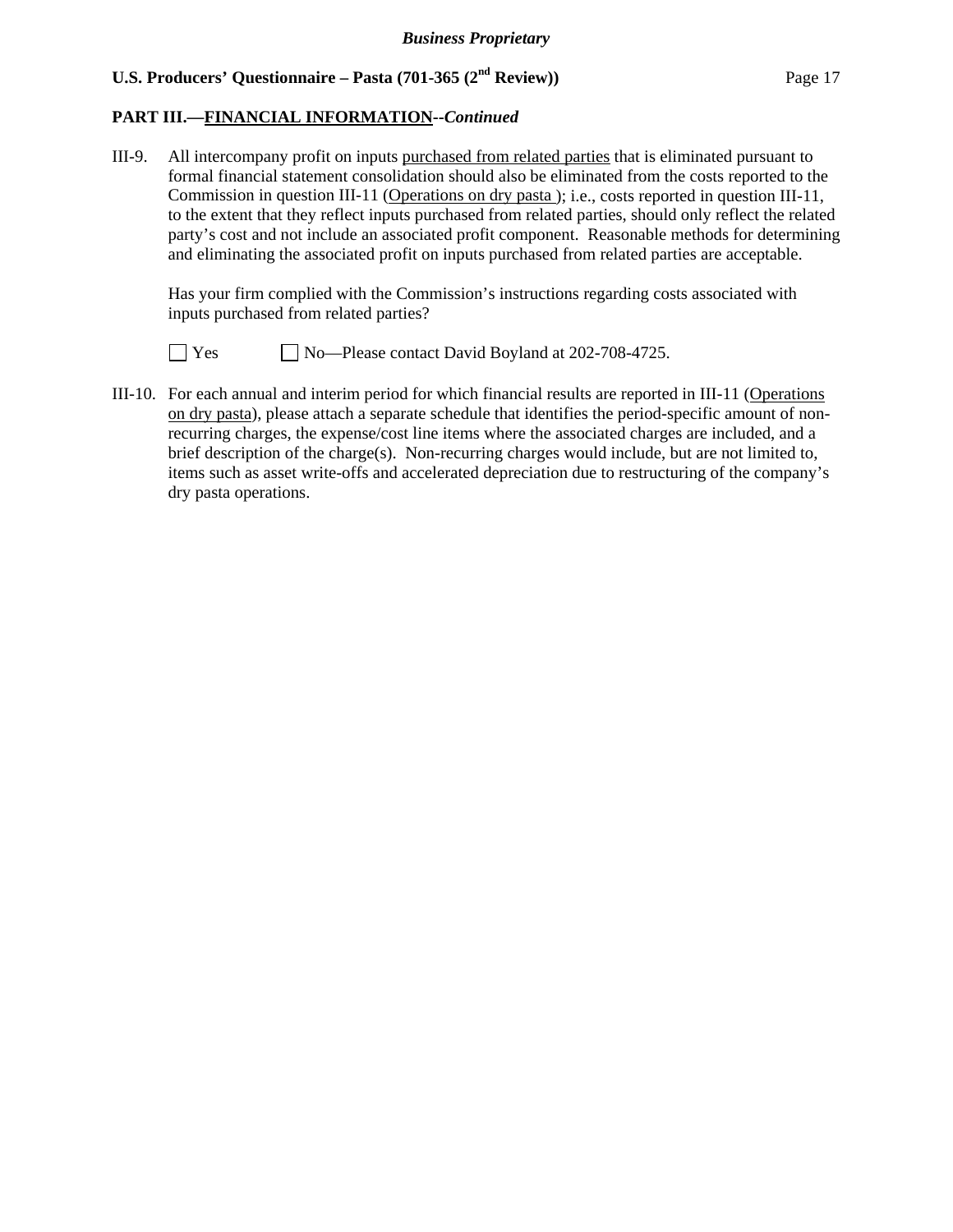**PART III.—FINANCIAL INFORMATION--*Continued***

III-9. All intercompany profit on inputs purchased from related parties that is eliminated pursuant to formal financial statement consolidation should also be eliminated from the costs reported to the Commission in question III-11 (Operations on dry pasta ); i.e., costs reported in question III-11, to the extent that they reflect inputs purchased from related parties, should only reflect the related party's cost and not include an associated profit component. Reasonable methods for determining and eliminating the associated profit on inputs purchased from related parties are acceptable.

Has your firm complied with the Commission's instructions regarding costs associated with inputs purchased from related parties?

☐ Yes ☐ No—Please contact David Boyland at 202-708-4725.

III-10. For each annual and interim period for which financial results are reported in III-11 (Operations on dry pasta), please attach a separate schedule that identifies the period-specific amount of non-recurring charges, the expense/cost line items where the associated charges are included, and a brief description of the charge(s). Non-recurring charges would include, but are not limited to, items such as asset write-offs and accelerated depreciation due to restructuring of the company's dry pasta operations.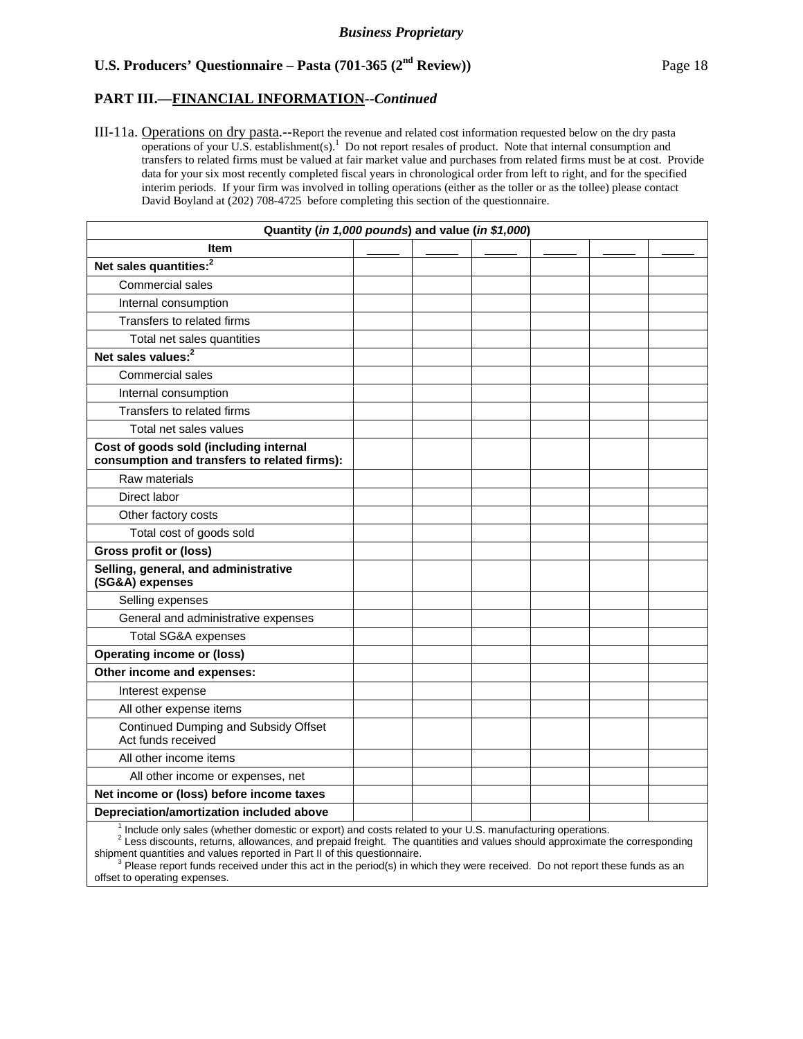*Business Proprietary*

**U.S. Producers' Questionnaire – Pasta (701-365 (2nd Review))**

## PART III.—FINANCIAL INFORMATION--*Continued*

III-11a. Operations on dry pasta.--Report the revenue and related cost information requested below on the dry pasta operations of your U.S. establishment(s).[1] Do not report resales of product. Note that internal consumption and transfers to related firms must be valued at fair market value and purchases from related firms must be at cost. Provide data for your six most recently completed fiscal years in chronological order from left to right, and for the specified interim periods. If your firm was involved in tolling operations (either as the toller or as the tollee) please contact David Boyland at (202) 708-4725 before completing this section of the questionnaire.

| Quantity (*in 1,000 pounds*) and value (*in $1,000*) | | | | | | |
|---|---|---|---|---|---|---|
| **Item** | _____ | _____ | _____ | _____ | _____ | _____ |
| **Net sales quantities:[2]** | | | | | | |
| Commercial sales | | | | | | |
| Internal consumption | | | | | | |
| Transfers to related firms | | | | | | |
| Total net sales quantities | | | | | | |
| **Net sales values:[2]** | | | | | | |
| Commercial sales | | | | | | |
| Internal consumption | | | | | | |
| Transfers to related firms | | | | | | |
| Total net sales values | | | | | | |
| **Cost of goods sold (including internal consumption and transfers to related firms):** | | | | | | |
| Raw materials | | | | | | |
| Direct labor | | | | | | |
| Other factory costs | | | | | | |
| Total cost of goods sold | | | | | | |
| **Gross profit or (loss)** | | | | | | |
| **Selling, general, and administrative (SG&A) expenses** | | | | | | |
| Selling expenses | | | | | | |
| General and administrative expenses | | | | | | |
| Total SG&A expenses | | | | | | |
| **Operating income or (loss)** | | | | | | |
| **Other income and expenses:** | | | | | | |
| Interest expense | | | | | | |
| All other expense items | | | | | | |
| Continued Dumping and Subsidy Offset Act funds received | | | | | | |
| All other income items | | | | | | |
| All other income or expenses, net | | | | | | |
| **Net income or (loss) before income taxes** | | | | | | |
| **Depreciation/amortization included above** | | | | | | |

[1] Include only sales (whether domestic or export) and costs related to your U.S. manufacturing operations.
[2] Less discounts, returns, allowances, and prepaid freight. The quantities and values should approximate the corresponding shipment quantities and values reported in Part II of this questionnaire.
[3] Please report funds received under this act in the period(s) in which they were received. Do not report these funds as an offset to operating expenses.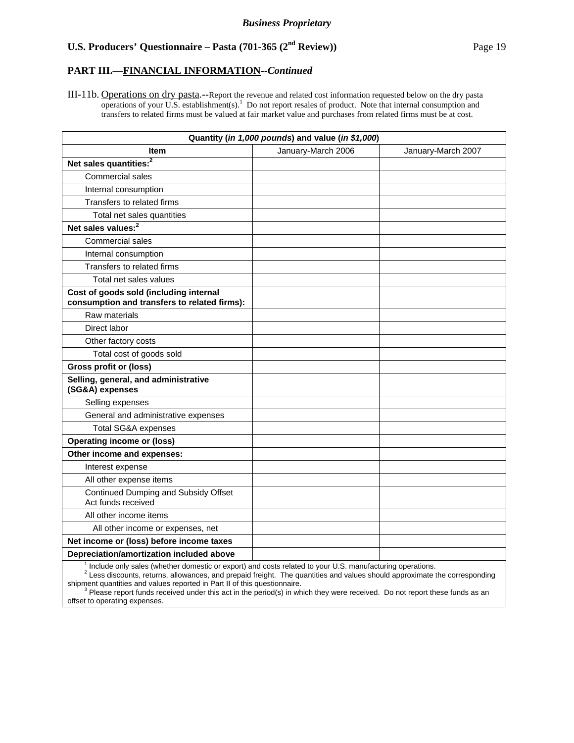*Business Proprietary*

**U.S. Producers' Questionnaire – Pasta (701-365 (2nd Review))**

## PART III.—FINANCIAL INFORMATION--*Continued*

III-11b. Operations on dry pasta.--Report the revenue and related cost information requested below on the dry pasta operations of your U.S. establishment(s).[1] Do not report resales of product. Note that internal consumption and transfers to related firms must be valued at fair market value and purchases from related firms must be at cost.

| Quantity (*in 1,000 pounds*) and value (*in $1,000*) | | |
|---|---|---|
| **Item** | January-March 2006 | January-March 2007 |
| **Net sales quantities:[2]** | | |
| Commercial sales | | |
| Internal consumption | | |
| Transfers to related firms | | |
| Total net sales quantities | | |
| **Net sales values:[2]** | | |
| Commercial sales | | |
| Internal consumption | | |
| Transfers to related firms | | |
| Total net sales values | | |
| **Cost of goods sold (including internal consumption and transfers to related firms):** | | |
| Raw materials | | |
| Direct labor | | |
| Other factory costs | | |
| Total cost of goods sold | | |
| **Gross profit or (loss)** | | |
| **Selling, general, and administrative (SG&A) expenses** | | |
| Selling expenses | | |
| General and administrative expenses | | |
| Total SG&A expenses | | |
| **Operating income or (loss)** | | |
| **Other income and expenses:** | | |
| Interest expense | | |
| All other expense items | | |
| Continued Dumping and Subsidy Offset Act funds received | | |
| All other income items | | |
| All other income or expenses, net | | |
| **Net income or (loss) before income taxes** | | |
| **Depreciation/amortization included above** | | |

[1] Include only sales (whether domestic or export) and costs related to your U.S. manufacturing operations.

[2] Less discounts, returns, allowances, and prepaid freight. The quantities and values should approximate the corresponding shipment quantities and values reported in Part II of this questionnaire.

[3] Please report funds received under this act in the period(s) in which they were received. Do not report these funds as an offset to operating expenses.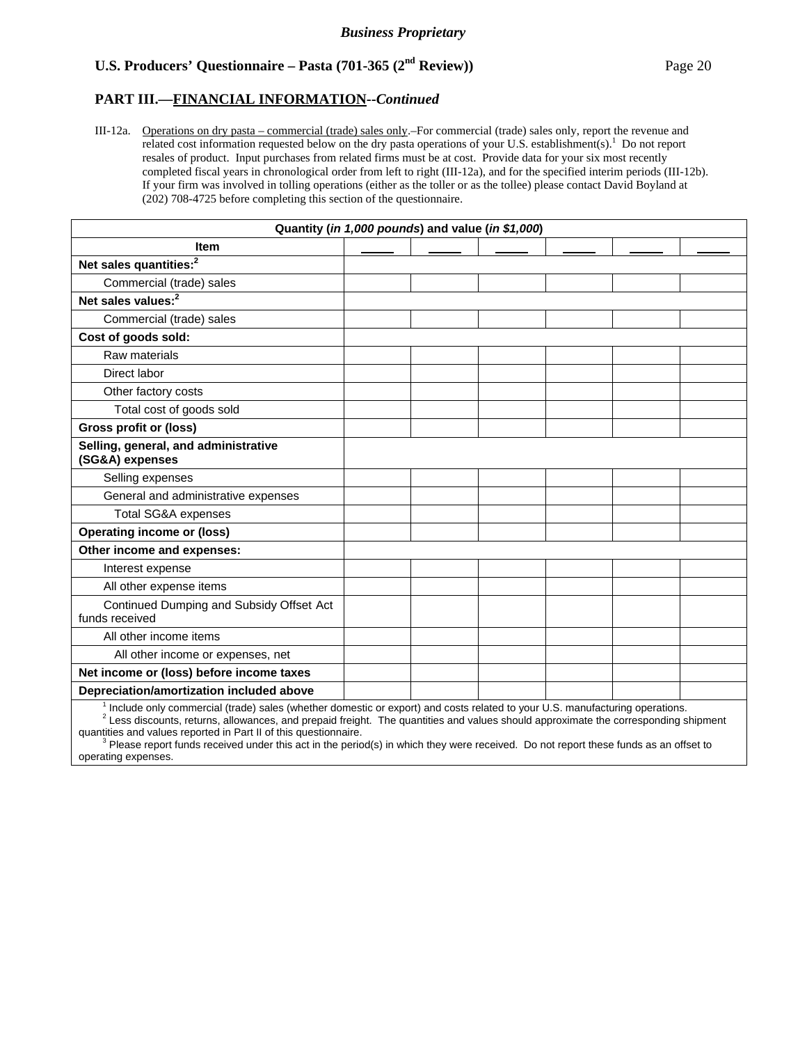*Business Proprietary*

**U.S. Producers' Questionnaire – Pasta (701-365 (2nd Review))**

## PART III.—FINANCIAL INFORMATION--*Continued*

III-12a. Operations on dry pasta – commercial (trade) sales only.–For commercial (trade) sales only, report the revenue and related cost information requested below on the dry pasta operations of your U.S. establishment(s).[1] Do not report resales of product. Input purchases from related firms must be at cost. Provide data for your six most recently completed fiscal years in chronological order from left to right (III-12a), and for the specified interim periods (III-12b). If your firm was involved in tolling operations (either as the toller or as the tollee) please contact David Boyland at (202) 708-4725 before completing this section of the questionnaire.

| Quantity (*in 1,000 pounds*) and value (*in $1,000*) | | | | | | |
|---|---|---|---|---|---|---|
| **Item** | _____ | _____ | _____ | _____ | _____ | _____ |
| **Net sales quantities:[2]** | | | | | | |
| Commercial (trade) sales | | | | | | |
| **Net sales values:[2]** | | | | | | |
| Commercial (trade) sales | | | | | | |
| **Cost of goods sold:** | | | | | | |
| Raw materials | | | | | | |
| Direct labor | | | | | | |
| Other factory costs | | | | | | |
| Total cost of goods sold | | | | | | |
| **Gross profit or (loss)** | | | | | | |
| **Selling, general, and administrative (SG&A) expenses** | | | | | | |
| Selling expenses | | | | | | |
| General and administrative expenses | | | | | | |
| Total SG&A expenses | | | | | | |
| **Operating income or (loss)** | | | | | | |
| **Other income and expenses:** | | | | | | |
| Interest expense | | | | | | |
| All other expense items | | | | | | |
| Continued Dumping and Subsidy Offset Act funds received | | | | | | |
| All other income items | | | | | | |
| All other income or expenses, net | | | | | | |
| **Net income or (loss) before income taxes** | | | | | | |
| **Depreciation/amortization included above** | | | | | | |

[1] Include only commercial (trade) sales (whether domestic or export) and costs related to your U.S. manufacturing operations.

[2] Less discounts, returns, allowances, and prepaid freight. The quantities and values should approximate the corresponding shipment quantities and values reported in Part II of this questionnaire.

[3] Please report funds received under this act in the period(s) in which they were received. Do not report these funds as an offset to operating expenses.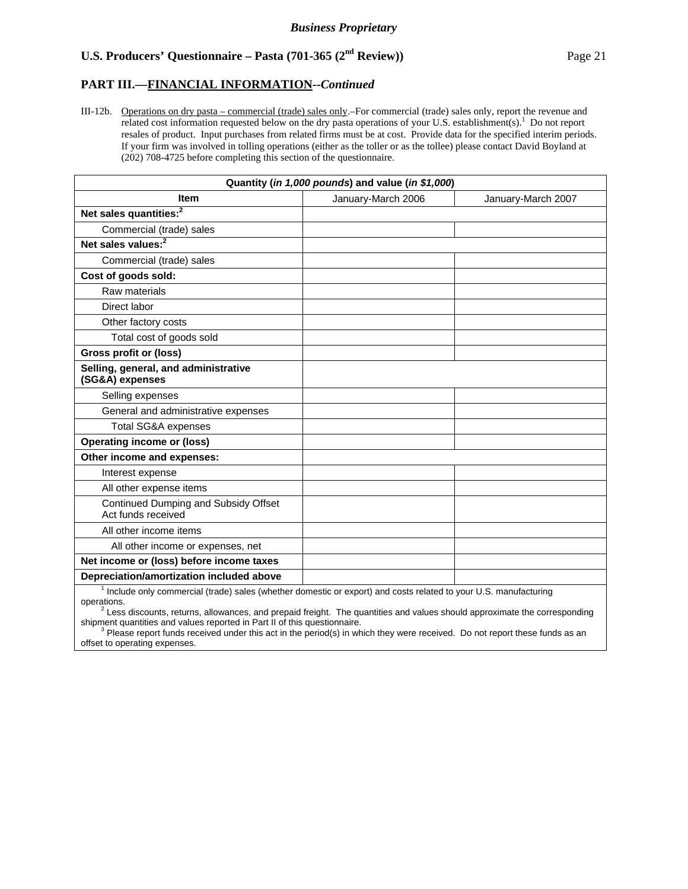**Business Proprietary**

## U.S. Producers' Questionnaire – Pasta (701-365 (2nd Review))

## PART III.—FINANCIAL INFORMATION--*Continued*

III-12b. Operations on dry pasta – commercial (trade) sales only.–For commercial (trade) sales only, report the revenue and related cost information requested below on the dry pasta operations of your U.S. establishment(s).[1] Do not report resales of product. Input purchases from related firms must be at cost. Provide data for the specified interim periods. If your firm was involved in tolling operations (either as the toller or as the tollee) please contact David Boyland at (202) 708-4725 before completing this section of the questionnaire.

| Quantity (*in 1,000 pounds*) and value (*in $1,000*) | | |
|---|---|---|
| **Item** | January-March 2006 | January-March 2007 |
| **Net sales quantities:[2]** | | |
| Commercial (trade) sales | | |
| **Net sales values:[2]** | | |
| Commercial (trade) sales | | |
| **Cost of goods sold:** | | |
| Raw materials | | |
| Direct labor | | |
| Other factory costs | | |
| Total cost of goods sold | | |
| **Gross profit or (loss)** | | |
| **Selling, general, and administrative (SG&A) expenses** | | |
| Selling expenses | | |
| General and administrative expenses | | |
| Total SG&A expenses | | |
| **Operating income or (loss)** | | |
| **Other income and expenses:** | | |
| Interest expense | | |
| All other expense items | | |
| Continued Dumping and Subsidy Offset Act funds received | | |
| All other income items | | |
| All other income or expenses, net | | |
| **Net income or (loss) before income taxes** | | |
| **Depreciation/amortization included above** | | |

[1] Include only commercial (trade) sales (whether domestic or export) and costs related to your U.S. manufacturing operations.

[2] Less discounts, returns, allowances, and prepaid freight. The quantities and values should approximate the corresponding shipment quantities and values reported in Part II of this questionnaire.

[3] Please report funds received under this act in the period(s) in which they were received. Do not report these funds as an offset to operating expenses.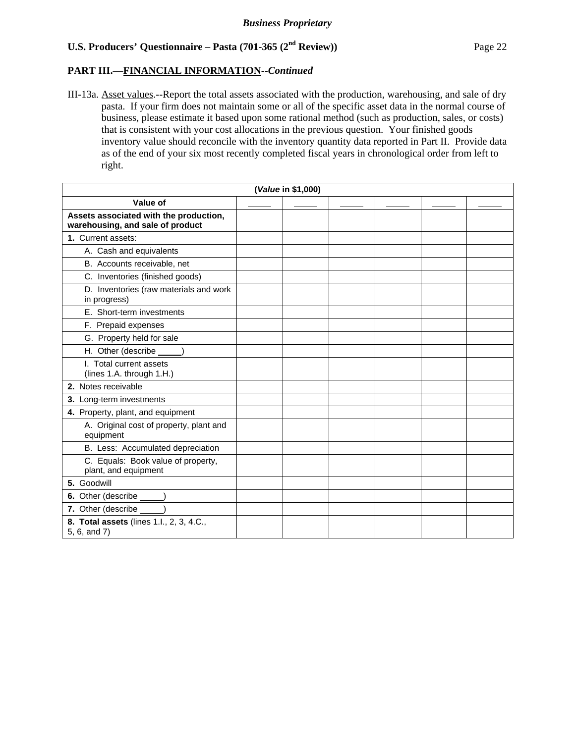**PART III.—FINANCIAL INFORMATION--*Continued***

III-13a. Asset values.--Report the total assets associated with the production, warehousing, and sale of dry pasta. If your firm does not maintain some or all of the specific asset data in the normal course of business, please estimate it based upon some rational method (such as production, sales, or costs) that is consistent with your cost allocations in the previous question. Your finished goods inventory value should reconcile with the inventory quantity data reported in Part II. Provide data as of the end of your six most recently completed fiscal years in chronological order from left to right.

| (*Value* in $1,000) | | | | | | |
|---|---|---|---|---|---|---|
| **Value of** | _____ | _____ | _____ | _____ | _____ | _____ |
| **Assets associated with the production, warehousing, and sale of product** | | | | | | |
| **1.** Current assets: | | | | | | |
| A. Cash and equivalents | | | | | | |
| B. Accounts receivable, net | | | | | | |
| C. Inventories (finished goods) | | | | | | |
| D. Inventories (raw materials and work in progress) | | | | | | |
| E. Short-term investments | | | | | | |
| F. Prepaid expenses | | | | | | |
| G. Property held for sale | | | | | | |
| H. Other (describe _____) | | | | | | |
| I. Total current assets (lines 1.A. through 1.H.) | | | | | | |
| **2.** Notes receivable | | | | | | |
| **3.** Long-term investments | | | | | | |
| **4.** Property, plant, and equipment | | | | | | |
| A. Original cost of property, plant and equipment | | | | | | |
| B. Less: Accumulated depreciation | | | | | | |
| C. Equals: Book value of property, plant, and equipment | | | | | | |
| **5.** Goodwill | | | | | | |
| **6.** Other (describe _____) | | | | | | |
| **7.** Other (describe _____) | | | | | | |
| **8. Total assets** (lines 1.I., 2, 3, 4.C., 5, 6, and 7) | | | | | | |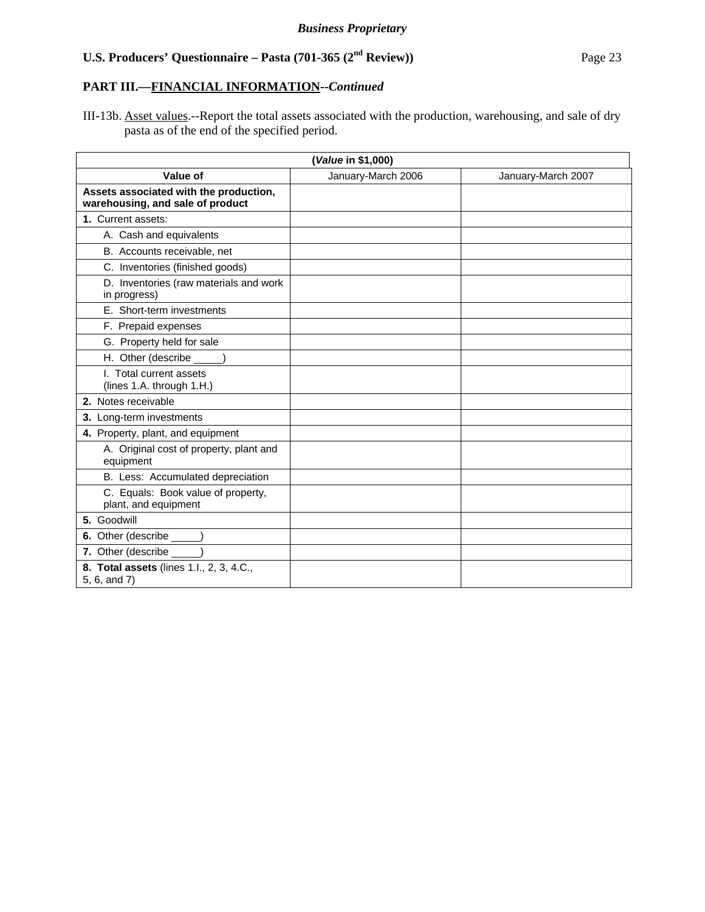*Business Proprietary*

**U.S. Producers' Questionnaire – Pasta (701-365 (2nd Review))**

**PART III.—FINANCIAL INFORMATION--*Continued***

III-13b. Asset values.--Report the total assets associated with the production, warehousing, and sale of dry pasta as of the end of the specified period.

| (*Value* in $1,000) | | |
|---|---|---|
| **Value of** | January-March 2006 | January-March 2007 |
| **Assets associated with the production, warehousing, and sale of product** | | |
| **1.** Current assets: | | |
| A. Cash and equivalents | | |
| B. Accounts receivable, net | | |
| C. Inventories (finished goods) | | |
| D. Inventories (raw materials and work in progress) | | |
| E. Short-term investments | | |
| F. Prepaid expenses | | |
| G. Property held for sale | | |
| H. Other (describe _____) | | |
| I. Total current assets (lines 1.A. through 1.H.) | | |
| **2.** Notes receivable | | |
| **3.** Long-term investments | | |
| **4.** Property, plant, and equipment | | |
| A. Original cost of property, plant and equipment | | |
| B. Less: Accumulated depreciation | | |
| C. Equals: Book value of property, plant, and equipment | | |
| **5.** Goodwill | | |
| **6.** Other (describe _____) | | |
| **7.** Other (describe _____) | | |
| **8. Total assets** (lines 1.I., 2, 3, 4.C., 5, 6, and 7) | | |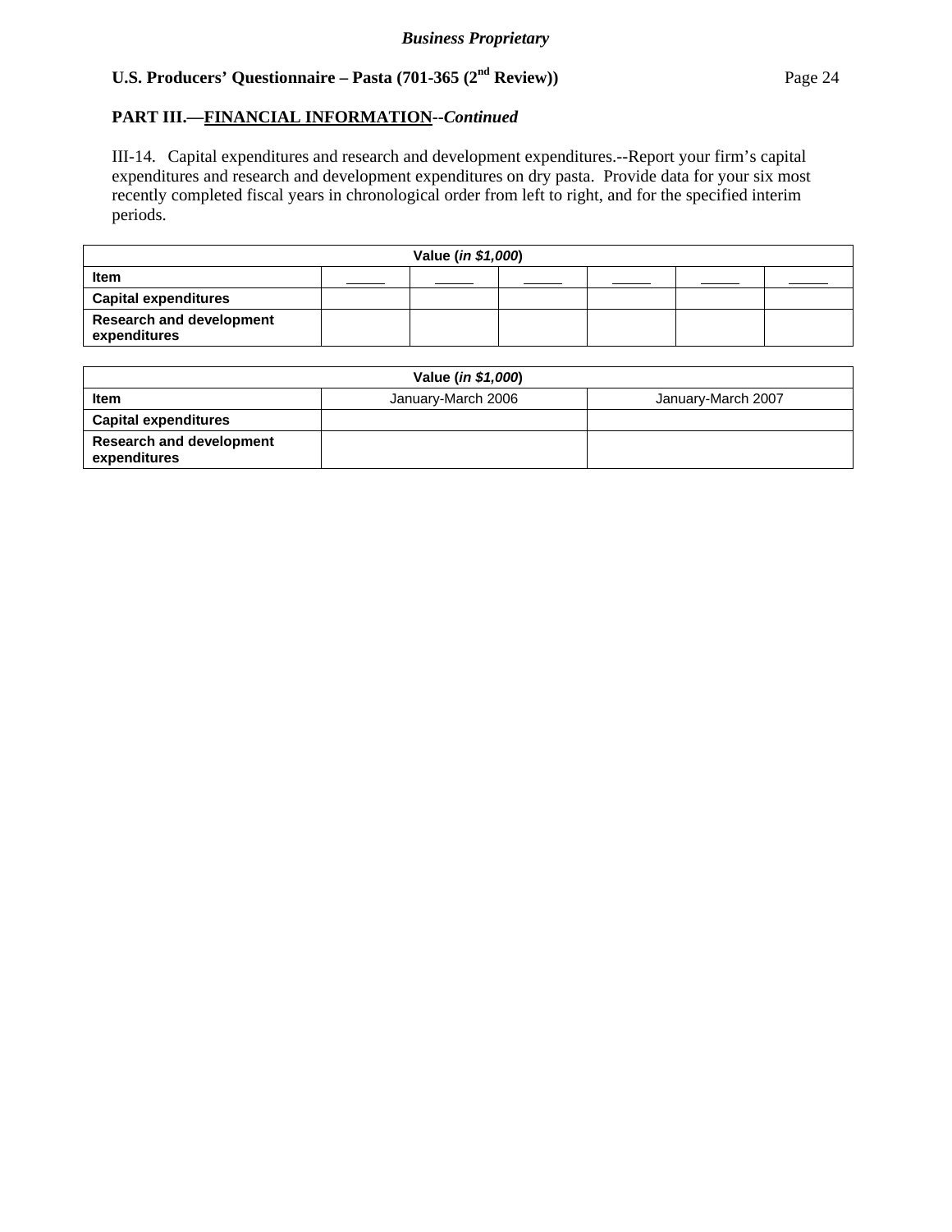*Business Proprietary*

**U.S. Producers' Questionnaire – Pasta (701-365 (2nd Review))**

**PART III.—FINANCIAL INFORMATION--*Continued***

III-14. Capital expenditures and research and development expenditures.--Report your firm's capital expenditures and research and development expenditures on dry pasta. Provide data for your six most recently completed fiscal years in chronological order from left to right, and for the specified interim periods.

| Value (*in $1,000*) | | | | | | |
|---|---|---|---|---|---|---|
| **Item** | _____ | _____ | _____ | _____ | _____ | _____ |
| **Capital expenditures** | | | | | | |
| **Research and development expenditures** | | | | | | |

| Value (*in $1,000*) | | |
|---|---|---|
| **Item** | January-March 2006 | January-March 2007 |
| **Capital expenditures** | | |
| **Research and development expenditures** | | |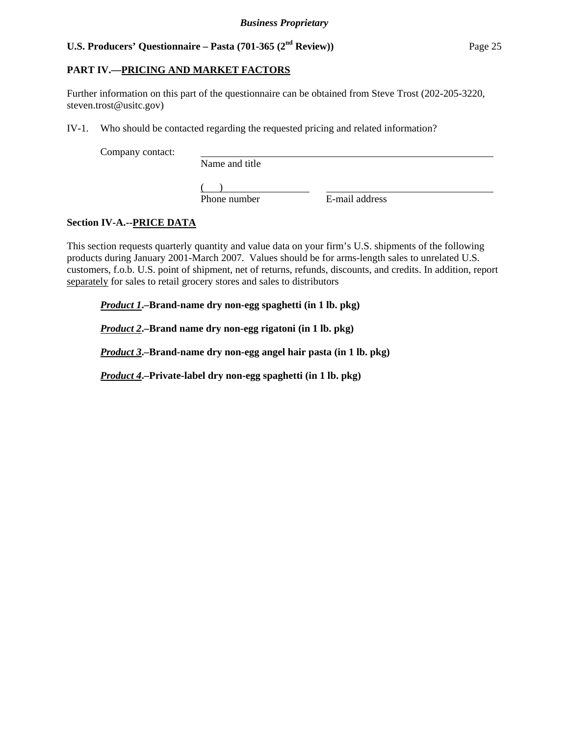## PART IV.—PRICING AND MARKET FACTORS

Further information on this part of the questionnaire can be obtained from Steve Trost (202-205-3220, steven.trost@usitc.gov)

IV-1. Who should be contacted regarding the requested pricing and related information?

Company contact: ______________________________________________
Name and title

(     ) ____________________ ______________________________
Phone number E-mail address

### Section IV-A.--PRICE DATA

This section requests quarterly quantity and value data on your firm's U.S. shipments of the following products during January 2001-March 2007. Values should be for arms-length sales to unrelated U.S. customers, f.o.b. U.S. point of shipment, net of returns, refunds, discounts, and credits. In addition, report separately for sales to retail grocery stores and sales to distributors

***Product 1*.–Brand-name dry non-egg spaghetti (in 1 lb. pkg)**

***Product 2*.–Brand name dry non-egg rigatoni (in 1 lb. pkg)**

***Product 3*.–Brand-name dry non-egg angel hair pasta (in 1 lb. pkg)**

***Product 4*.–Private-label dry non-egg spaghetti (in 1 lb. pkg)**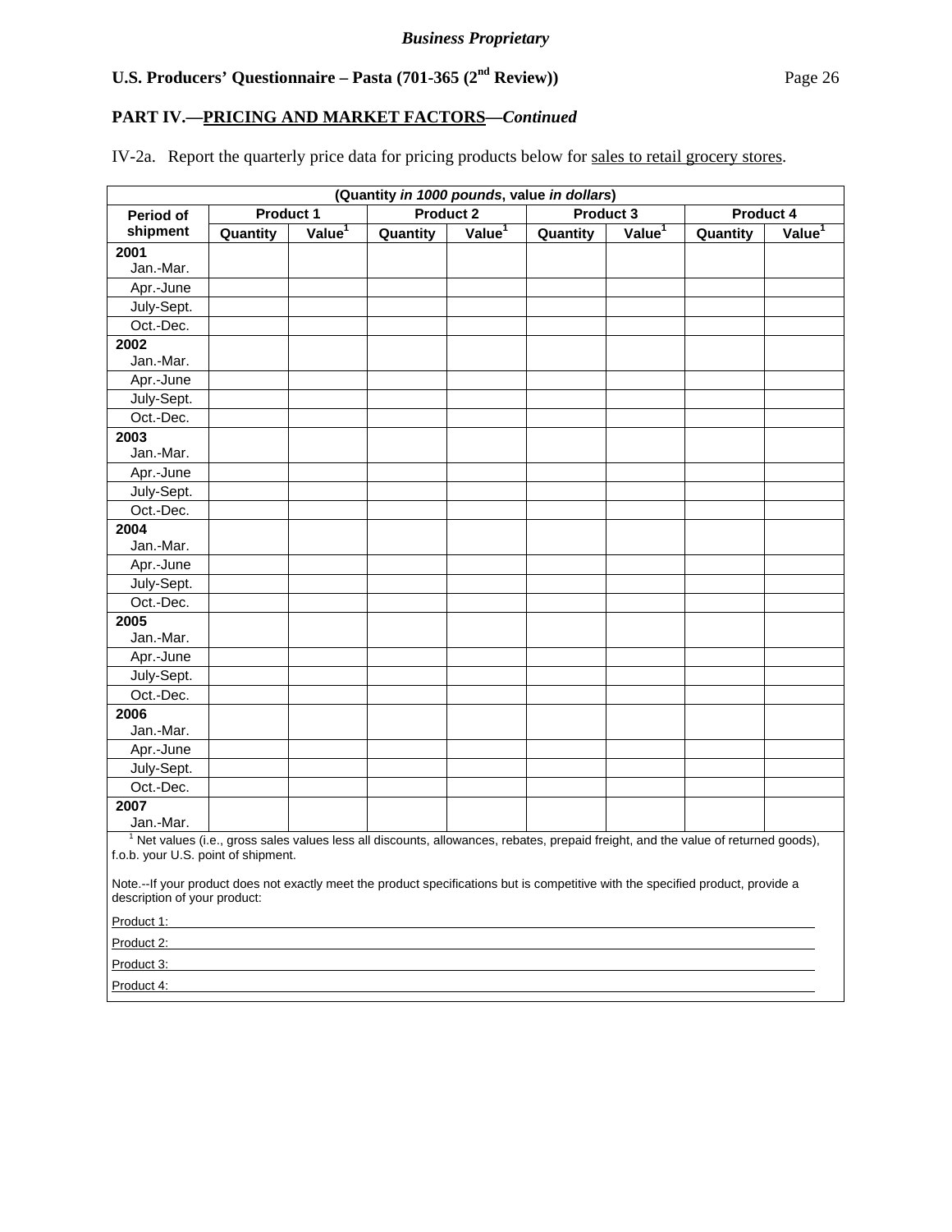*Business Proprietary*

**U.S. Producers' Questionnaire – Pasta (701-365 (2nd Review))**

**PART IV.—PRICING AND MARKET FACTORS—*Continued***

IV-2a. Report the quarterly price data for pricing products below for sales to retail grocery stores.

| (Quantity *in 1000 pounds*, value *in dollars*) | | | | | | | | |
|---|---|---|---|---|---|---|---|---|
| Period of shipment | Product 1 | | Product 2 | | Product 3 | | Product 4 | |
| | Quantity | Value[1] | Quantity | Value[1] | Quantity | Value[1] | Quantity | Value[1] |
| **2001** Jan.-Mar. | | | | | | | | |
| Apr.-June | | | | | | | | |
| July-Sept. | | | | | | | | |
| Oct.-Dec. | | | | | | | | |
| **2002** Jan.-Mar. | | | | | | | | |
| Apr.-June | | | | | | | | |
| July-Sept. | | | | | | | | |
| Oct.-Dec. | | | | | | | | |
| **2003** Jan.-Mar. | | | | | | | | |
| Apr.-June | | | | | | | | |
| July-Sept. | | | | | | | | |
| Oct.-Dec. | | | | | | | | |
| **2004** Jan.-Mar. | | | | | | | | |
| Apr.-June | | | | | | | | |
| July-Sept. | | | | | | | | |
| Oct.-Dec. | | | | | | | | |
| **2005** Jan.-Mar. | | | | | | | | |
| Apr.-June | | | | | | | | |
| July-Sept. | | | | | | | | |
| Oct.-Dec. | | | | | | | | |
| **2006** Jan.-Mar. | | | | | | | | |
| Apr.-June | | | | | | | | |
| July-Sept. | | | | | | | | |
| Oct.-Dec. | | | | | | | | |
| **2007** Jan.-Mar. | | | | | | | | |

[1] Net values (i.e., gross sales values less all discounts, allowances, rebates, prepaid freight, and the value of returned goods), f.o.b. your U.S. point of shipment.

Note.--If your product does not exactly meet the product specifications but is competitive with the specified product, provide a description of your product:

Product 1: ______________________________

Product 2: ______________________________

Product 3: ______________________________

Product 4: ______________________________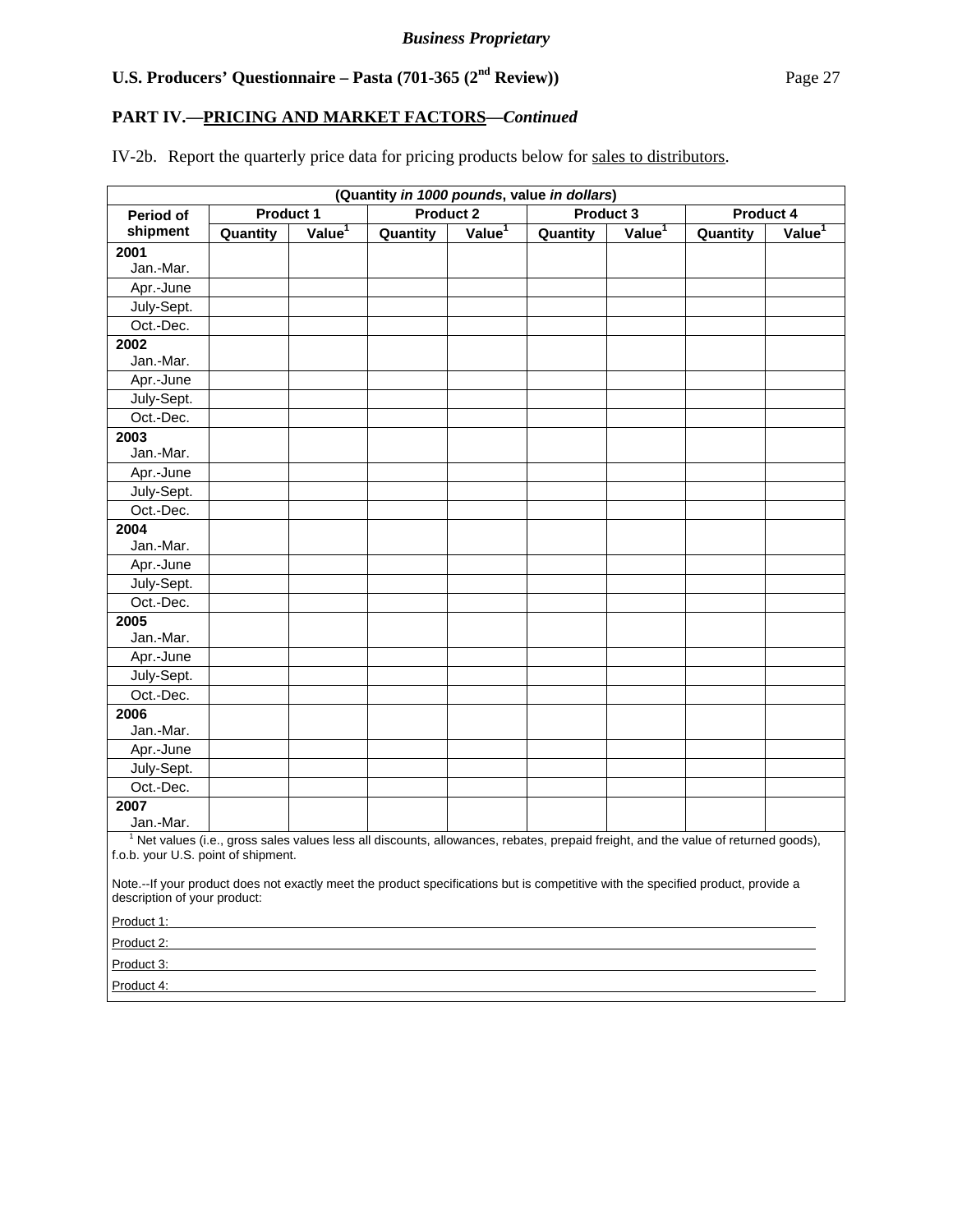*Business Proprietary*

**U.S. Producers' Questionnaire – Pasta (701-365 (2nd Review))**

**PART IV.—PRICING AND MARKET FACTORS—*Continued***

IV-2b. Report the quarterly price data for pricing products below for sales to distributors.

| (Quantity *in 1000 pounds*, value *in dollars*) | | | | | | | | |
|---|---|---|---|---|---|---|---|---|
| Period of shipment | Product 1 | | Product 2 | | Product 3 | | Product 4 | |
| | Quantity | Value[1] | Quantity | Value[1] | Quantity | Value[1] | Quantity | Value[1] |
| **2001** Jan.-Mar. | | | | | | | | |
| Apr.-June | | | | | | | | |
| July-Sept. | | | | | | | | |
| Oct.-Dec. | | | | | | | | |
| **2002** Jan.-Mar. | | | | | | | | |
| Apr.-June | | | | | | | | |
| July-Sept. | | | | | | | | |
| Oct.-Dec. | | | | | | | | |
| **2003** Jan.-Mar. | | | | | | | | |
| Apr.-June | | | | | | | | |
| July-Sept. | | | | | | | | |
| Oct.-Dec. | | | | | | | | |
| **2004** Jan.-Mar. | | | | | | | | |
| Apr.-June | | | | | | | | |
| July-Sept. | | | | | | | | |
| Oct.-Dec. | | | | | | | | |
| **2005** Jan.-Mar. | | | | | | | | |
| Apr.-June | | | | | | | | |
| July-Sept. | | | | | | | | |
| Oct.-Dec. | | | | | | | | |
| **2006** Jan.-Mar. | | | | | | | | |
| Apr.-June | | | | | | | | |
| July-Sept. | | | | | | | | |
| Oct.-Dec. | | | | | | | | |
| **2007** Jan.-Mar. | | | | | | | | |

[1] Net values (i.e., gross sales values less all discounts, allowances, rebates, prepaid freight, and the value of returned goods), f.o.b. your U.S. point of shipment.

Note.--If your product does not exactly meet the product specifications but is competitive with the specified product, provide a description of your product:

Product 1: \_\_\_\_\_\_\_\_\_\_\_\_\_\_\_\_\_\_\_\_\_\_\_\_\_\_\_\_\_\_\_\_\_\_\_\_\_\_\_\_

Product 2: \_\_\_\_\_\_\_\_\_\_\_\_\_\_\_\_\_\_\_\_\_\_\_\_\_\_\_\_\_\_\_\_\_\_\_\_\_\_\_\_

Product 3: \_\_\_\_\_\_\_\_\_\_\_\_\_\_\_\_\_\_\_\_\_\_\_\_\_\_\_\_\_\_\_\_\_\_\_\_\_\_\_\_

Product 4: \_\_\_\_\_\_\_\_\_\_\_\_\_\_\_\_\_\_\_\_\_\_\_\_\_\_\_\_\_\_\_\_\_\_\_\_\_\_\_\_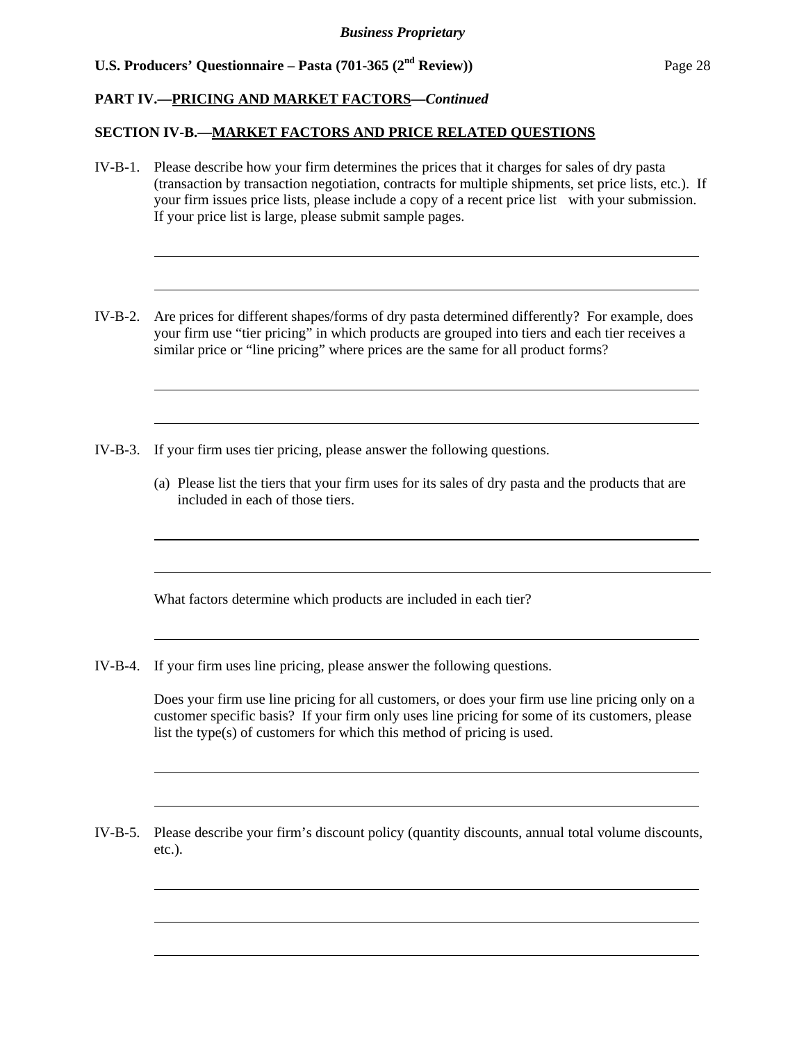**PART IV.—PRICING AND MARKET FACTORS—*Continued***

**SECTION IV-B.—MARKET FACTORS AND PRICE RELATED QUESTIONS**

IV-B-1. Please describe how your firm determines the prices that it charges for sales of dry pasta (transaction by transaction negotiation, contracts for multiple shipments, set price lists, etc.). If your firm issues price lists, please include a copy of a recent price list with your submission. If your price list is large, please submit sample pages.

IV-B-2. Are prices for different shapes/forms of dry pasta determined differently? For example, does your firm use "tier pricing" in which products are grouped into tiers and each tier receives a similar price or "line pricing" where prices are the same for all product forms?

IV-B-3. If your firm uses tier pricing, please answer the following questions.

(a) Please list the tiers that your firm uses for its sales of dry pasta and the products that are included in each of those tiers.

What factors determine which products are included in each tier?

IV-B-4. If your firm uses line pricing, please answer the following questions.

Does your firm use line pricing for all customers, or does your firm use line pricing only on a customer specific basis? If your firm only uses line pricing for some of its customers, please list the type(s) of customers for which this method of pricing is used.

IV-B-5. Please describe your firm's discount policy (quantity discounts, annual total volume discounts, etc.).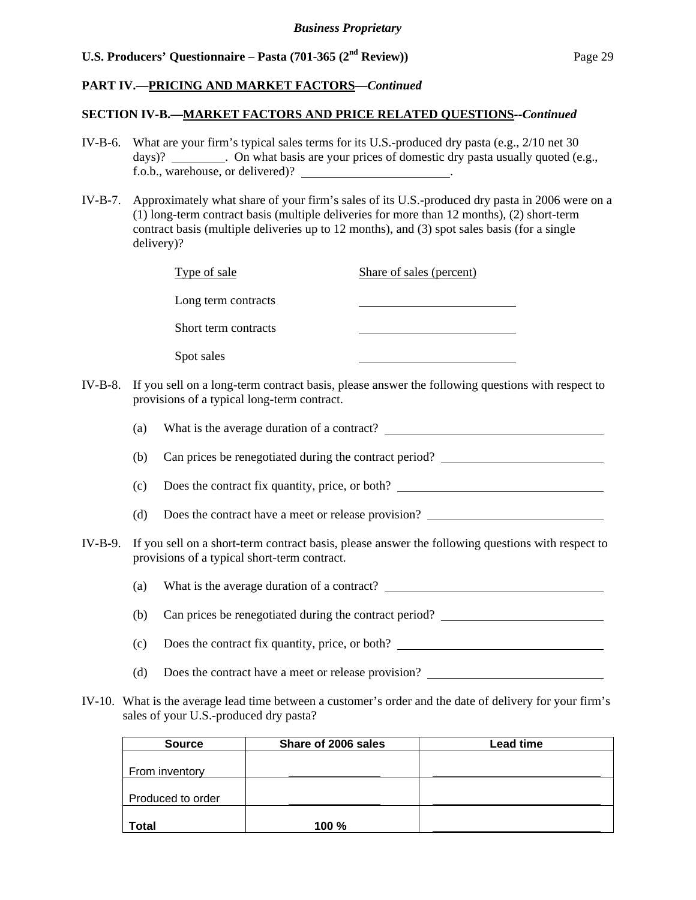**PART IV.—PRICING AND MARKET FACTORS—*Continued***

**SECTION IV-B.—MARKET FACTORS AND PRICE RELATED QUESTIONS--*Continued***

IV-B-6. What are your firm's typical sales terms for its U.S.-produced dry pasta (e.g., 2/10 net 30 days)? ________. On what basis are your prices of domestic dry pasta usually quoted (e.g., f.o.b., warehouse, or delivered)? ________________________.

IV-B-7. Approximately what share of your firm's sales of its U.S.-produced dry pasta in 2006 were on a (1) long-term contract basis (multiple deliveries for more than 12 months), (2) short-term contract basis (multiple deliveries up to 12 months), and (3) spot sales basis (for a single delivery)?

| Type of sale | Share of sales (percent) |
|---|---|
| Long term contracts | ________________ |
| Short term contracts | ________________ |
| Spot sales | ________________ |

IV-B-8. If you sell on a long-term contract basis, please answer the following questions with respect to provisions of a typical long-term contract.

(a) What is the average duration of a contract? ________________________

(b) Can prices be renegotiated during the contract period? ________________________

(c) Does the contract fix quantity, price, or both? ________________________

(d) Does the contract have a meet or release provision? ________________________

IV-B-9. If you sell on a short-term contract basis, please answer the following questions with respect to provisions of a typical short-term contract.

(a) What is the average duration of a contract? ________________________

(b) Can prices be renegotiated during the contract period? ________________________

(c) Does the contract fix quantity, price, or both? ________________________

(d) Does the contract have a meet or release provision? ________________________

IV-10. What is the average lead time between a customer's order and the date of delivery for your firm's sales of your U.S.-produced dry pasta?

| Source | Share of 2006 sales | Lead time |
|---|---|---|
| From inventory | ________ | ________________ |
| Produced to order | ________ | ________________ |
| **Total** | **100 %** | ________________ |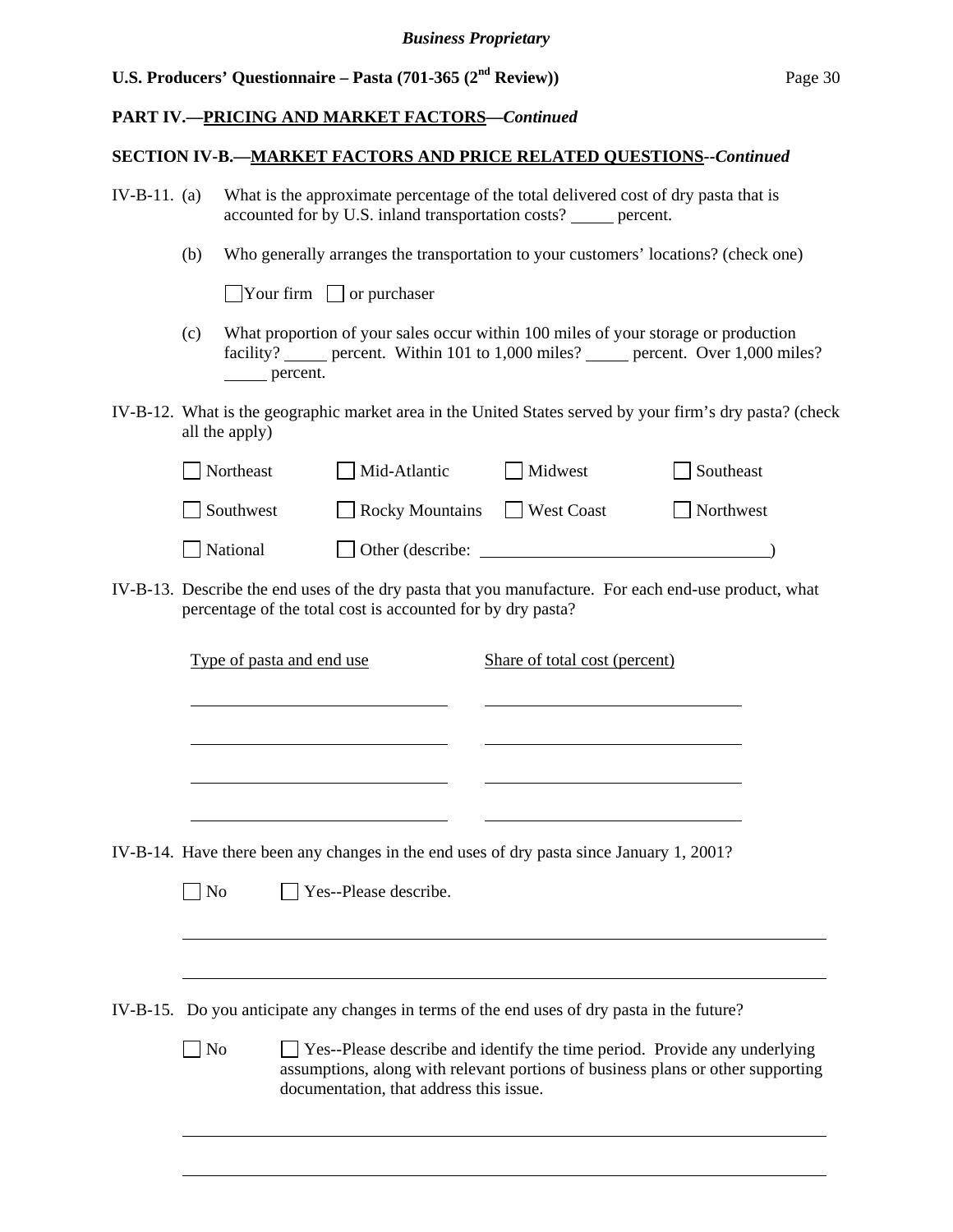**PART IV.—PRICING AND MARKET FACTORS—*Continued***

**SECTION IV-B.—MARKET FACTORS AND PRICE RELATED QUESTIONS--*Continued***

IV-B-11. (a) What is the approximate percentage of the total delivered cost of dry pasta that is accounted for by U.S. inland transportation costs? _____ percent.

(b) Who generally arranges the transportation to your customers' locations? (check one)

☐ Your firm ☐ or purchaser

(c) What proportion of your sales occur within 100 miles of your storage or production facility? _____ percent. Within 101 to 1,000 miles? _____ percent. Over 1,000 miles? _____ percent.

IV-B-12. What is the geographic market area in the United States served by your firm's dry pasta? (check all the apply)

☐ Northeast ☐ Mid-Atlantic ☐ Midwest ☐ Southeast

☐ Southwest ☐ Rocky Mountains ☐ West Coast ☐ Northwest

☐ National ☐ Other (describe: ________________________________)

IV-B-13. Describe the end uses of the dry pasta that you manufacture. For each end-use product, what percentage of the total cost is accounted for by dry pasta?

| Type of pasta and end use | Share of total cost (percent) |
|---|---|
| | |
| | |
| | |
| | |

IV-B-14. Have there been any changes in the end uses of dry pasta since January 1, 2001?

☐ No ☐ Yes--Please describe.

_______________________________________________________________

_______________________________________________________________

IV-B-15. Do you anticipate any changes in terms of the end uses of dry pasta in the future?

☐ No ☐ Yes--Please describe and identify the time period. Provide any underlying assumptions, along with relevant portions of business plans or other supporting documentation, that address this issue.

_______________________________________________________________

_______________________________________________________________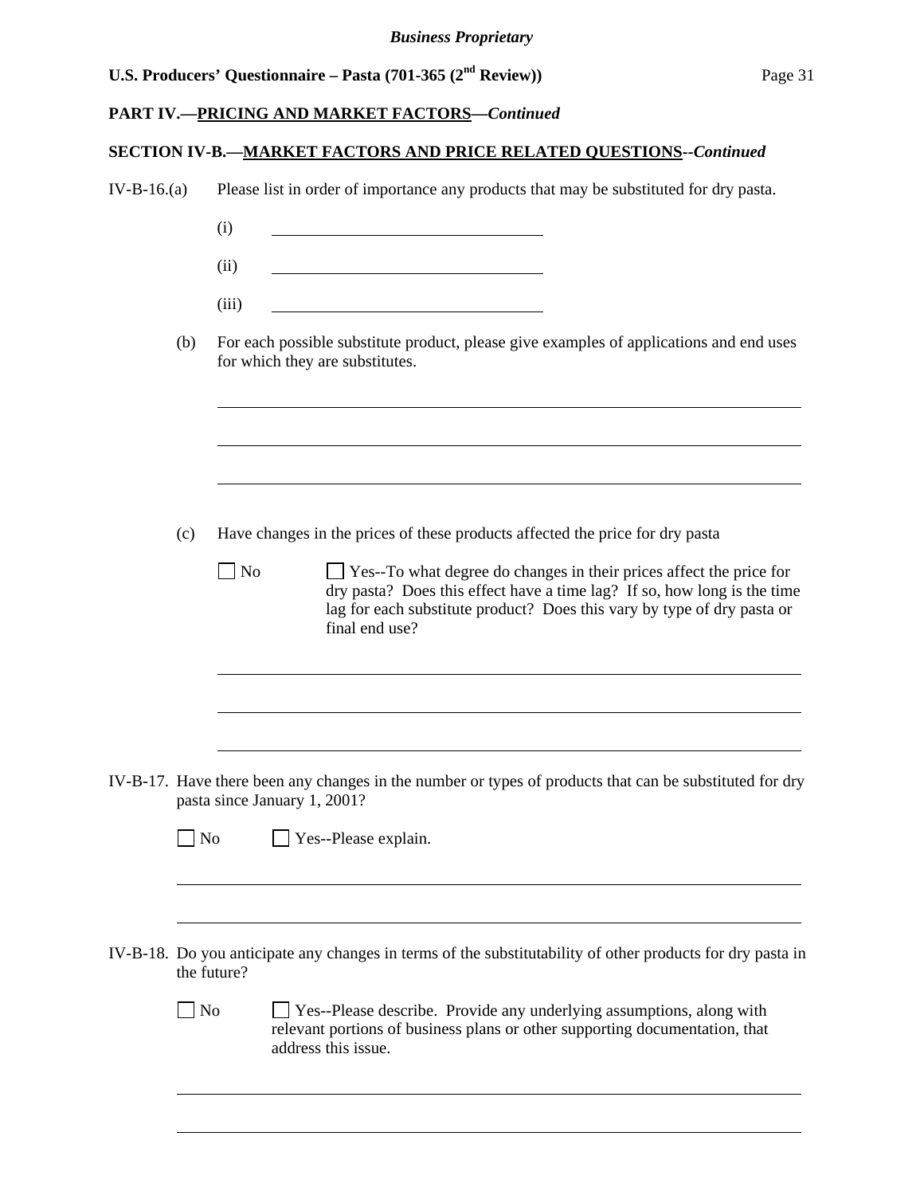**PART IV.—PRICING AND MARKET FACTORS—*Continued***

**SECTION IV-B.—MARKET FACTORS AND PRICE RELATED QUESTIONS--*Continued***

IV-B-16.(a) Please list in order of importance any products that may be substituted for dry pasta.

(i) ______________________________

(ii) ______________________________

(iii) ______________________________

(b) For each possible substitute product, please give examples of applications and end uses for which they are substitutes.

______________________________________________________________________

______________________________________________________________________

______________________________________________________________________

(c) Have changes in the prices of these products affected the price for dry pasta

☐ No ☐ Yes--To what degree do changes in their prices affect the price for dry pasta? Does this effect have a time lag? If so, how long is the time lag for each substitute product? Does this vary by type of dry pasta or final end use?

______________________________________________________________________

______________________________________________________________________

______________________________________________________________________

IV-B-17. Have there been any changes in the number or types of products that can be substituted for dry pasta since January 1, 2001?

☐ No ☐ Yes--Please explain.

______________________________________________________________________

______________________________________________________________________

IV-B-18. Do you anticipate any changes in terms of the substitutability of other products for dry pasta in the future?

☐ No ☐ Yes--Please describe. Provide any underlying assumptions, along with relevant portions of business plans or other supporting documentation, that address this issue.

______________________________________________________________________

______________________________________________________________________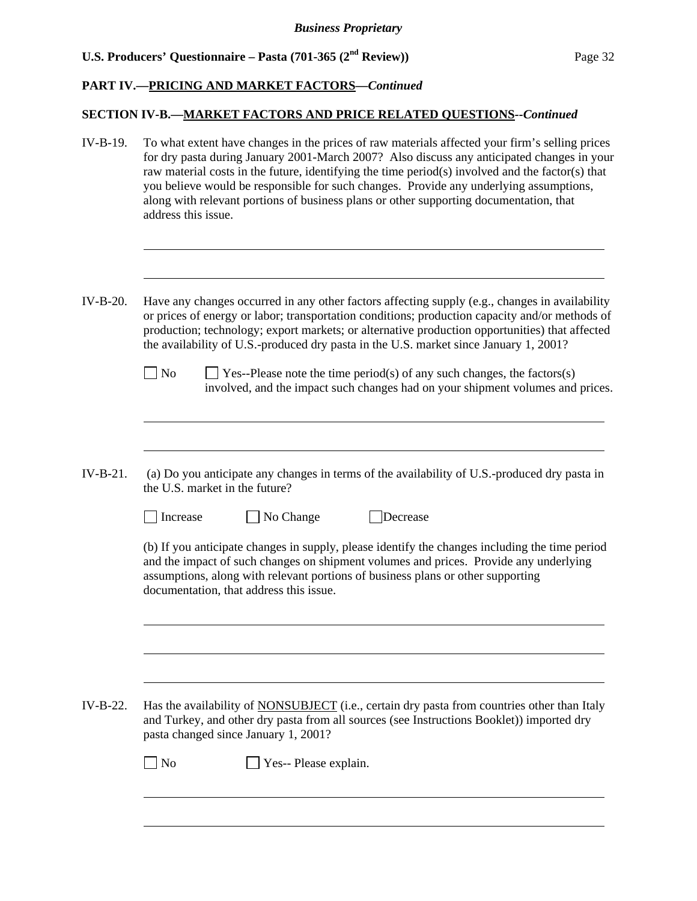**PART IV.—PRICING AND MARKET FACTORS—*Continued***

**SECTION IV-B.—MARKET FACTORS AND PRICE RELATED QUESTIONS--*Continued***

IV-B-19. To what extent have changes in the prices of raw materials affected your firm's selling prices for dry pasta during January 2001-March 2007? Also discuss any anticipated changes in your raw material costs in the future, identifying the time period(s) involved and the factor(s) that you believe would be responsible for such changes. Provide any underlying assumptions, along with relevant portions of business plans or other supporting documentation, that address this issue.

\_\_\_\_\_\_\_\_\_\_\_\_\_\_\_\_\_\_\_\_\_\_\_\_\_\_\_\_\_\_\_\_\_\_\_\_\_\_\_\_\_\_\_\_\_\_\_\_\_\_\_\_\_\_\_\_\_\_\_\_\_\_\_\_\_\_\_\_

\_\_\_\_\_\_\_\_\_\_\_\_\_\_\_\_\_\_\_\_\_\_\_\_\_\_\_\_\_\_\_\_\_\_\_\_\_\_\_\_\_\_\_\_\_\_\_\_\_\_\_\_\_\_\_\_\_\_\_\_\_\_\_\_\_\_\_\_

IV-B-20. Have any changes occurred in any other factors affecting supply (e.g., changes in availability or prices of energy or labor; transportation conditions; production capacity and/or methods of production; technology; export markets; or alternative production opportunities) that affected the availability of U.S.-produced dry pasta in the U.S. market since January 1, 2001?

☐ No ☐ Yes--Please note the time period(s) of any such changes, the factors(s) involved, and the impact such changes had on your shipment volumes and prices.

\_\_\_\_\_\_\_\_\_\_\_\_\_\_\_\_\_\_\_\_\_\_\_\_\_\_\_\_\_\_\_\_\_\_\_\_\_\_\_\_\_\_\_\_\_\_\_\_\_\_\_\_\_\_\_\_\_\_\_\_\_\_\_\_\_\_\_\_

\_\_\_\_\_\_\_\_\_\_\_\_\_\_\_\_\_\_\_\_\_\_\_\_\_\_\_\_\_\_\_\_\_\_\_\_\_\_\_\_\_\_\_\_\_\_\_\_\_\_\_\_\_\_\_\_\_\_\_\_\_\_\_\_\_\_\_\_

IV-B-21. (a) Do you anticipate any changes in terms of the availability of U.S.-produced dry pasta in the U.S. market in the future?

☐ Increase ☐ No Change ☐ Decrease

(b) If you anticipate changes in supply, please identify the changes including the time period and the impact of such changes on shipment volumes and prices. Provide any underlying assumptions, along with relevant portions of business plans or other supporting documentation, that address this issue.

\_\_\_\_\_\_\_\_\_\_\_\_\_\_\_\_\_\_\_\_\_\_\_\_\_\_\_\_\_\_\_\_\_\_\_\_\_\_\_\_\_\_\_\_\_\_\_\_\_\_\_\_\_\_\_\_\_\_\_\_\_\_\_\_\_\_\_\_

\_\_\_\_\_\_\_\_\_\_\_\_\_\_\_\_\_\_\_\_\_\_\_\_\_\_\_\_\_\_\_\_\_\_\_\_\_\_\_\_\_\_\_\_\_\_\_\_\_\_\_\_\_\_\_\_\_\_\_\_\_\_\_\_\_\_\_\_

\_\_\_\_\_\_\_\_\_\_\_\_\_\_\_\_\_\_\_\_\_\_\_\_\_\_\_\_\_\_\_\_\_\_\_\_\_\_\_\_\_\_\_\_\_\_\_\_\_\_\_\_\_\_\_\_\_\_\_\_\_\_\_\_\_\_\_\_

IV-B-22. Has the availability of <u>NONSUBJECT</u> (i.e., certain dry pasta from countries other than Italy and Turkey, and other dry pasta from all sources (see Instructions Booklet)) imported dry pasta changed since January 1, 2001?

☐ No ☐ Yes-- Please explain.

\_\_\_\_\_\_\_\_\_\_\_\_\_\_\_\_\_\_\_\_\_\_\_\_\_\_\_\_\_\_\_\_\_\_\_\_\_\_\_\_\_\_\_\_\_\_\_\_\_\_\_\_\_\_\_\_\_\_\_\_\_\_\_\_\_\_\_\_

\_\_\_\_\_\_\_\_\_\_\_\_\_\_\_\_\_\_\_\_\_\_\_\_\_\_\_\_\_\_\_\_\_\_\_\_\_\_\_\_\_\_\_\_\_\_\_\_\_\_\_\_\_\_\_\_\_\_\_\_\_\_\_\_\_\_\_\_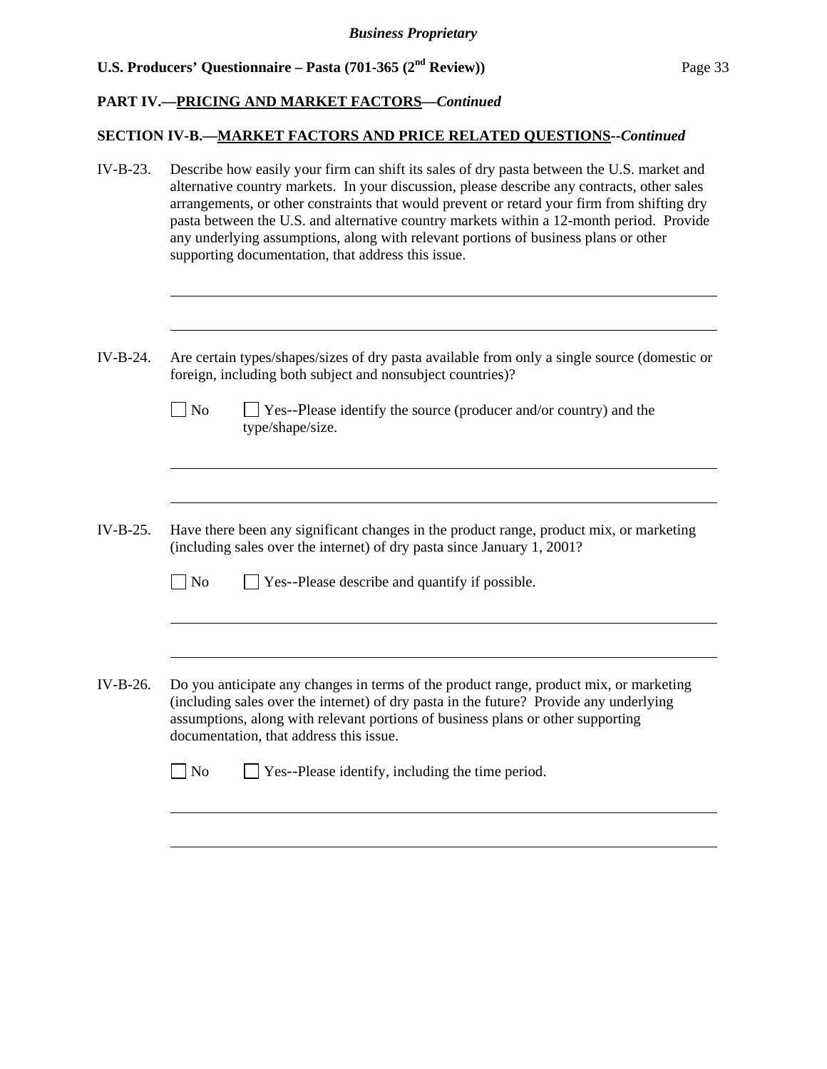**PART IV.—PRICING AND MARKET FACTORS—*Continued***

**SECTION IV-B.—MARKET FACTORS AND PRICE RELATED QUESTIONS--*Continued***

IV-B-23. Describe how easily your firm can shift its sales of dry pasta between the U.S. market and alternative country markets. In your discussion, please describe any contracts, other sales arrangements, or other constraints that would prevent or retard your firm from shifting dry pasta between the U.S. and alternative country markets within a 12-month period. Provide any underlying assumptions, along with relevant portions of business plans or other supporting documentation, that address this issue.

IV-B-24. Are certain types/shapes/sizes of dry pasta available from only a single source (domestic or foreign, including both subject and nonsubject countries)?

☐ No ☐ Yes--Please identify the source (producer and/or country) and the type/shape/size.

IV-B-25. Have there been any significant changes in the product range, product mix, or marketing (including sales over the internet) of dry pasta since January 1, 2001?

☐ No ☐ Yes--Please describe and quantify if possible.

IV-B-26. Do you anticipate any changes in terms of the product range, product mix, or marketing (including sales over the internet) of dry pasta in the future? Provide any underlying assumptions, along with relevant portions of business plans or other supporting documentation, that address this issue.

☐ No ☐ Yes--Please identify, including the time period.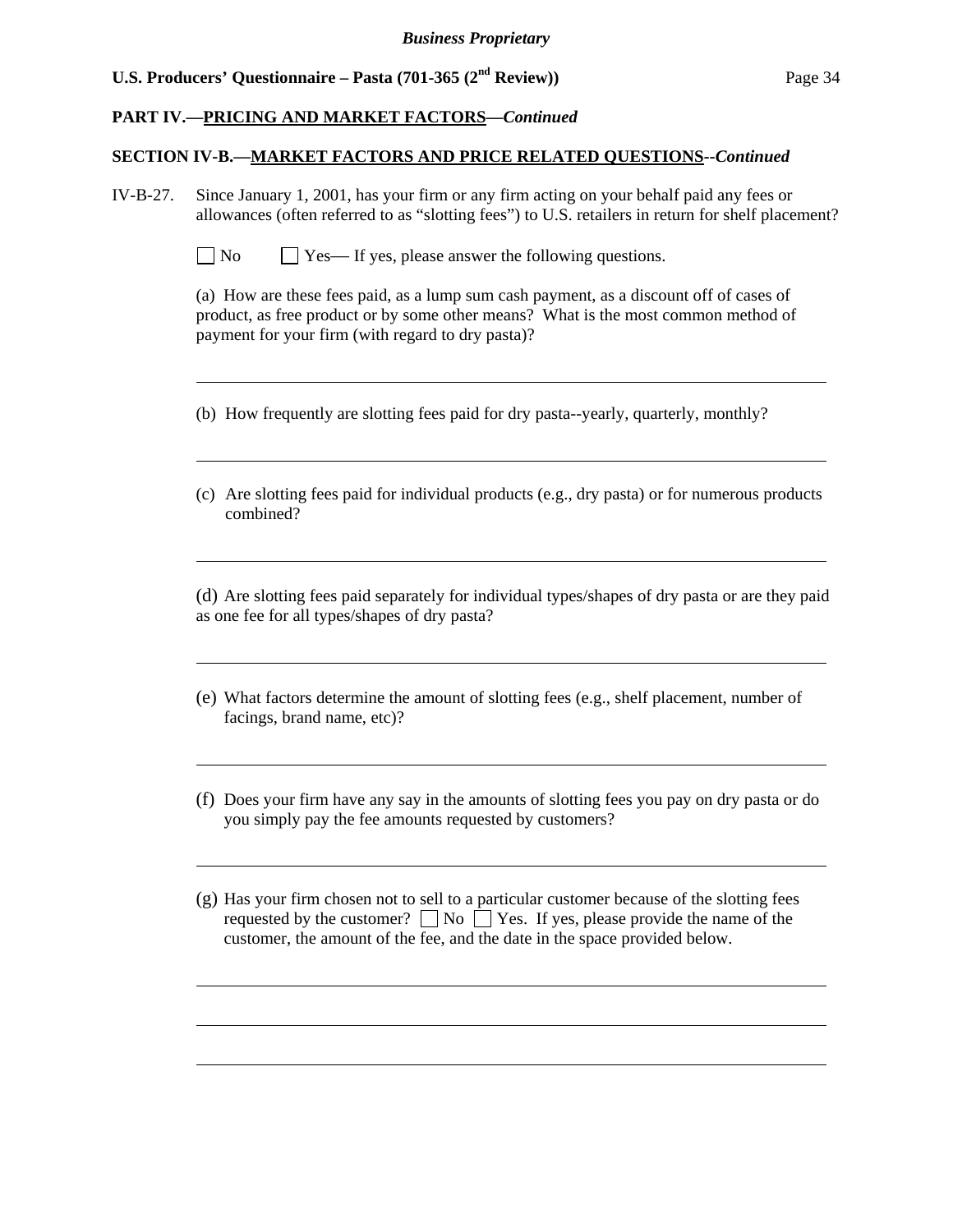## PART IV.—PRICING AND MARKET FACTORS—*Continued*

### SECTION IV-B.—MARKET FACTORS AND PRICE RELATED QUESTIONS--*Continued*

IV-B-27. Since January 1, 2001, has your firm or any firm acting on your behalf paid any fees or allowances (often referred to as "slotting fees") to U.S. retailers in return for shelf placement?

☐ No ☐ Yes— If yes, please answer the following questions.

(a) How are these fees paid, as a lump sum cash payment, as a discount off of cases of product, as free product or by some other means? What is the most common method of payment for your firm (with regard to dry pasta)?

______________________________________________________________________

(b) How frequently are slotting fees paid for dry pasta--yearly, quarterly, monthly?

______________________________________________________________________

(c) Are slotting fees paid for individual products (e.g., dry pasta) or for numerous products combined?

______________________________________________________________________

(d) Are slotting fees paid separately for individual types/shapes of dry pasta or are they paid as one fee for all types/shapes of dry pasta?

______________________________________________________________________

(e) What factors determine the amount of slotting fees (e.g., shelf placement, number of facings, brand name, etc)?

______________________________________________________________________

(f) Does your firm have any say in the amounts of slotting fees you pay on dry pasta or do you simply pay the fee amounts requested by customers?

______________________________________________________________________

(g) Has your firm chosen not to sell to a particular customer because of the slotting fees requested by the customer? ☐ No ☐ Yes. If yes, please provide the name of the customer, the amount of the fee, and the date in the space provided below.

______________________________________________________________________

______________________________________________________________________

______________________________________________________________________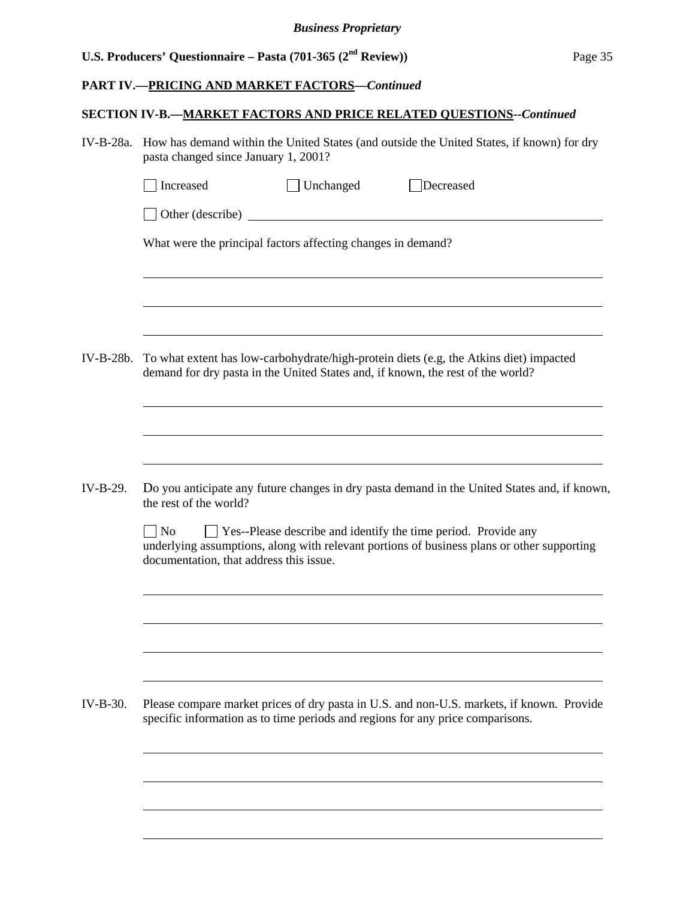**PART IV.—PRICING AND MARKET FACTORS—*Continued***

**SECTION IV-B.—MARKET FACTORS AND PRICE RELATED QUESTIONS--*Continued***

IV-B-28a. How has demand within the United States (and outside the United States, if known) for dry pasta changed since January 1, 2001?

☐ Increased ☐ Unchanged ☐ Decreased

☐ Other (describe) ____________________

What were the principal factors affecting changes in demand?

IV-B-28b. To what extent has low-carbohydrate/high-protein diets (e.g, the Atkins diet) impacted demand for dry pasta in the United States and, if known, the rest of the world?

IV-B-29. Do you anticipate any future changes in dry pasta demand in the United States and, if known, the rest of the world?

☐ No ☐ Yes--Please describe and identify the time period. Provide any underlying assumptions, along with relevant portions of business plans or other supporting documentation, that address this issue.

IV-B-30. Please compare market prices of dry pasta in U.S. and non-U.S. markets, if known. Provide specific information as to time periods and regions for any price comparisons.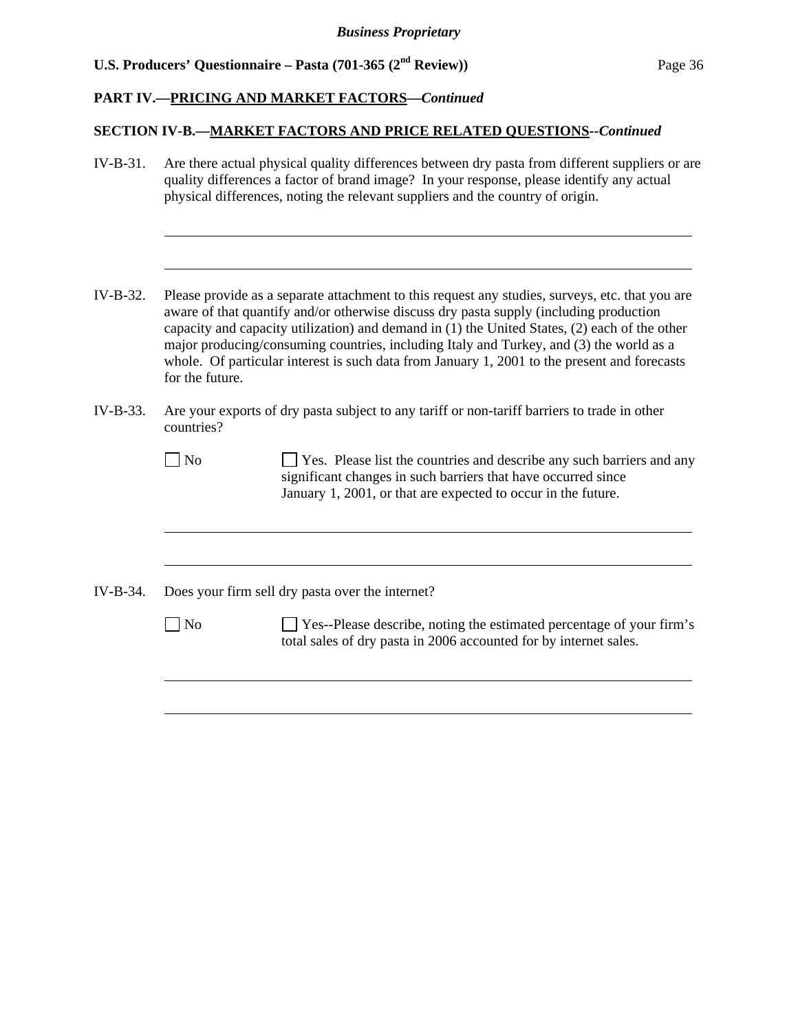**PART IV.—PRICING AND MARKET FACTORS—*Continued***

**SECTION IV-B.—MARKET FACTORS AND PRICE RELATED QUESTIONS--*Continued***

IV-B-31. Are there actual physical quality differences between dry pasta from different suppliers or are quality differences a factor of brand image? In your response, please identify any actual physical differences, noting the relevant suppliers and the country of origin.

\_\_\_\_\_\_\_\_\_\_\_\_\_\_\_\_\_\_\_\_\_\_\_\_\_\_\_\_\_\_\_\_\_\_\_\_\_\_\_\_\_\_\_\_\_\_\_\_\_\_\_\_\_\_\_\_\_\_\_\_\_\_\_\_\_\_\_\_

\_\_\_\_\_\_\_\_\_\_\_\_\_\_\_\_\_\_\_\_\_\_\_\_\_\_\_\_\_\_\_\_\_\_\_\_\_\_\_\_\_\_\_\_\_\_\_\_\_\_\_\_\_\_\_\_\_\_\_\_\_\_\_\_\_\_\_\_

IV-B-32. Please provide as a separate attachment to this request any studies, surveys, etc. that you are aware of that quantify and/or otherwise discuss dry pasta supply (including production capacity and capacity utilization) and demand in (1) the United States, (2) each of the other major producing/consuming countries, including Italy and Turkey, and (3) the world as a whole. Of particular interest is such data from January 1, 2001 to the present and forecasts for the future.

IV-B-33. Are your exports of dry pasta subject to any tariff or non-tariff barriers to trade in other countries?

☐ No ☐ Yes. Please list the countries and describe any such barriers and any significant changes in such barriers that have occurred since January 1, 2001, or that are expected to occur in the future.

\_\_\_\_\_\_\_\_\_\_\_\_\_\_\_\_\_\_\_\_\_\_\_\_\_\_\_\_\_\_\_\_\_\_\_\_\_\_\_\_\_\_\_\_\_\_\_\_\_\_\_\_\_\_\_\_\_\_\_\_\_\_\_\_\_\_\_\_

\_\_\_\_\_\_\_\_\_\_\_\_\_\_\_\_\_\_\_\_\_\_\_\_\_\_\_\_\_\_\_\_\_\_\_\_\_\_\_\_\_\_\_\_\_\_\_\_\_\_\_\_\_\_\_\_\_\_\_\_\_\_\_\_\_\_\_\_

IV-B-34. Does your firm sell dry pasta over the internet?

☐ No ☐ Yes--Please describe, noting the estimated percentage of your firm's total sales of dry pasta in 2006 accounted for by internet sales.

\_\_\_\_\_\_\_\_\_\_\_\_\_\_\_\_\_\_\_\_\_\_\_\_\_\_\_\_\_\_\_\_\_\_\_\_\_\_\_\_\_\_\_\_\_\_\_\_\_\_\_\_\_\_\_\_\_\_\_\_\_\_\_\_\_\_\_\_

\_\_\_\_\_\_\_\_\_\_\_\_\_\_\_\_\_\_\_\_\_\_\_\_\_\_\_\_\_\_\_\_\_\_\_\_\_\_\_\_\_\_\_\_\_\_\_\_\_\_\_\_\_\_\_\_\_\_\_\_\_\_\_\_\_\_\_\_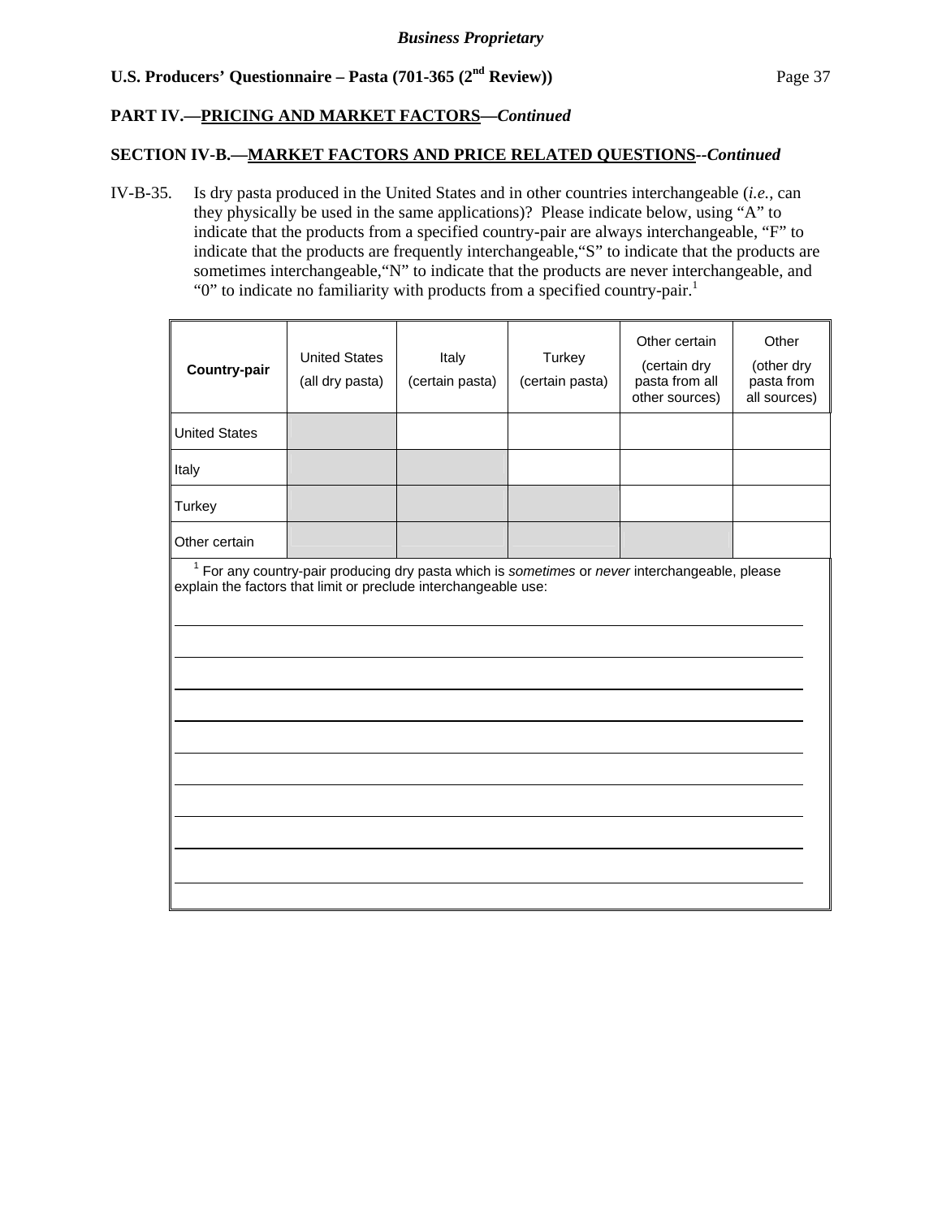**Business Proprietary**

**U.S. Producers' Questionnaire – Pasta (701-365 (2nd Review))**

**PART IV.—PRICING AND MARKET FACTORS—*Continued***

**SECTION IV-B.—MARKET FACTORS AND PRICE RELATED QUESTIONS--*Continued***

IV-B-35. Is dry pasta produced in the United States and in other countries interchangeable (*i.e.*, can they physically be used in the same applications)? Please indicate below, using "A" to indicate that the products from a specified country-pair are always interchangeable, "F" to indicate that the products are frequently interchangeable,"S" to indicate that the products are sometimes interchangeable,"N" to indicate that the products are never interchangeable, and "0" to indicate no familiarity with products from a specified country-pair.[1]

| Country-pair | United States (all dry pasta) | Italy (certain pasta) | Turkey (certain pasta) | Other certain (certain dry pasta from all other sources) | Other (other dry pasta from all sources) |
|---|---|---|---|---|---|
| United States | | | | | |
| Italy | | | | | |
| Turkey | | | | | |
| Other certain | | | | | |

[1] For any country-pair producing dry pasta which is *sometimes* or *never* interchangeable, please explain the factors that limit or preclude interchangeable use:

______________________________________________________________________________

______________________________________________________________________________

______________________________________________________________________________

______________________________________________________________________________

______________________________________________________________________________

______________________________________________________________________________

______________________________________________________________________________

______________________________________________________________________________

______________________________________________________________________________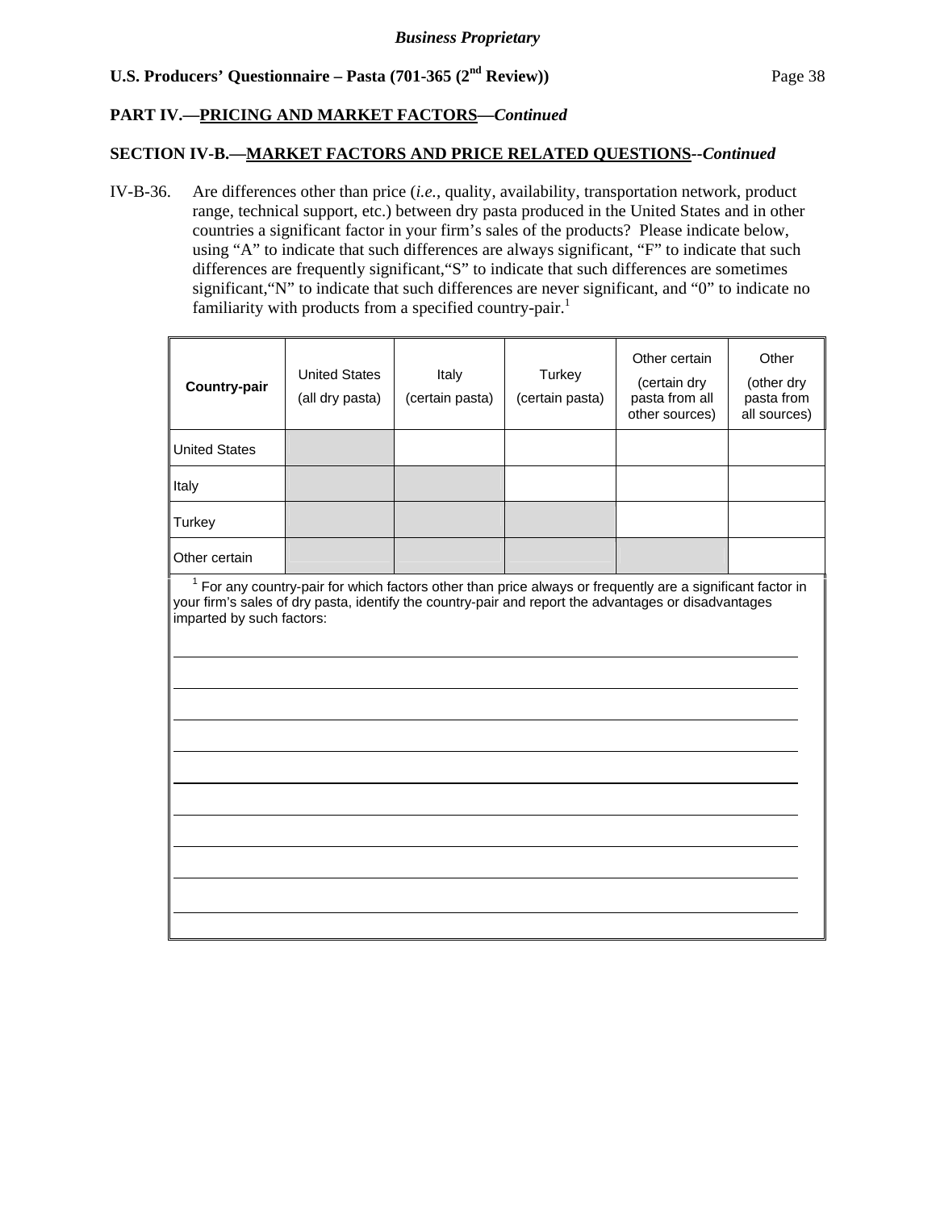**Business Proprietary**

**U.S. Producers' Questionnaire – Pasta (701-365 (2nd Review))**

**PART IV.—PRICING AND MARKET FACTORS—*Continued***

**SECTION IV-B.—MARKET FACTORS AND PRICE RELATED QUESTIONS--*Continued***

IV-B-36. Are differences other than price (*i.e.*, quality, availability, transportation network, product range, technical support, etc.) between dry pasta produced in the United States and in other countries a significant factor in your firm's sales of the products? Please indicate below, using "A" to indicate that such differences are always significant, "F" to indicate that such differences are frequently significant,"S" to indicate that such differences are sometimes significant,"N" to indicate that such differences are never significant, and "0" to indicate no familiarity with products from a specified country-pair.[1]

| Country-pair | United States (all dry pasta) | Italy (certain pasta) | Turkey (certain pasta) | Other certain (certain dry pasta from all other sources) | Other (other dry pasta from all sources) |
|---|---|---|---|---|---|
| United States | | | | | |
| Italy | | | | | |
| Turkey | | | | | |
| Other certain | | | | | |

[1] For any country-pair for which factors other than price always or frequently are a significant factor in your firm's sales of dry pasta, identify the country-pair and report the advantages or disadvantages imparted by such factors:

______________________________________________________________________________

______________________________________________________________________________

______________________________________________________________________________

______________________________________________________________________________

______________________________________________________________________________

______________________________________________________________________________

______________________________________________________________________________

______________________________________________________________________________

______________________________________________________________________________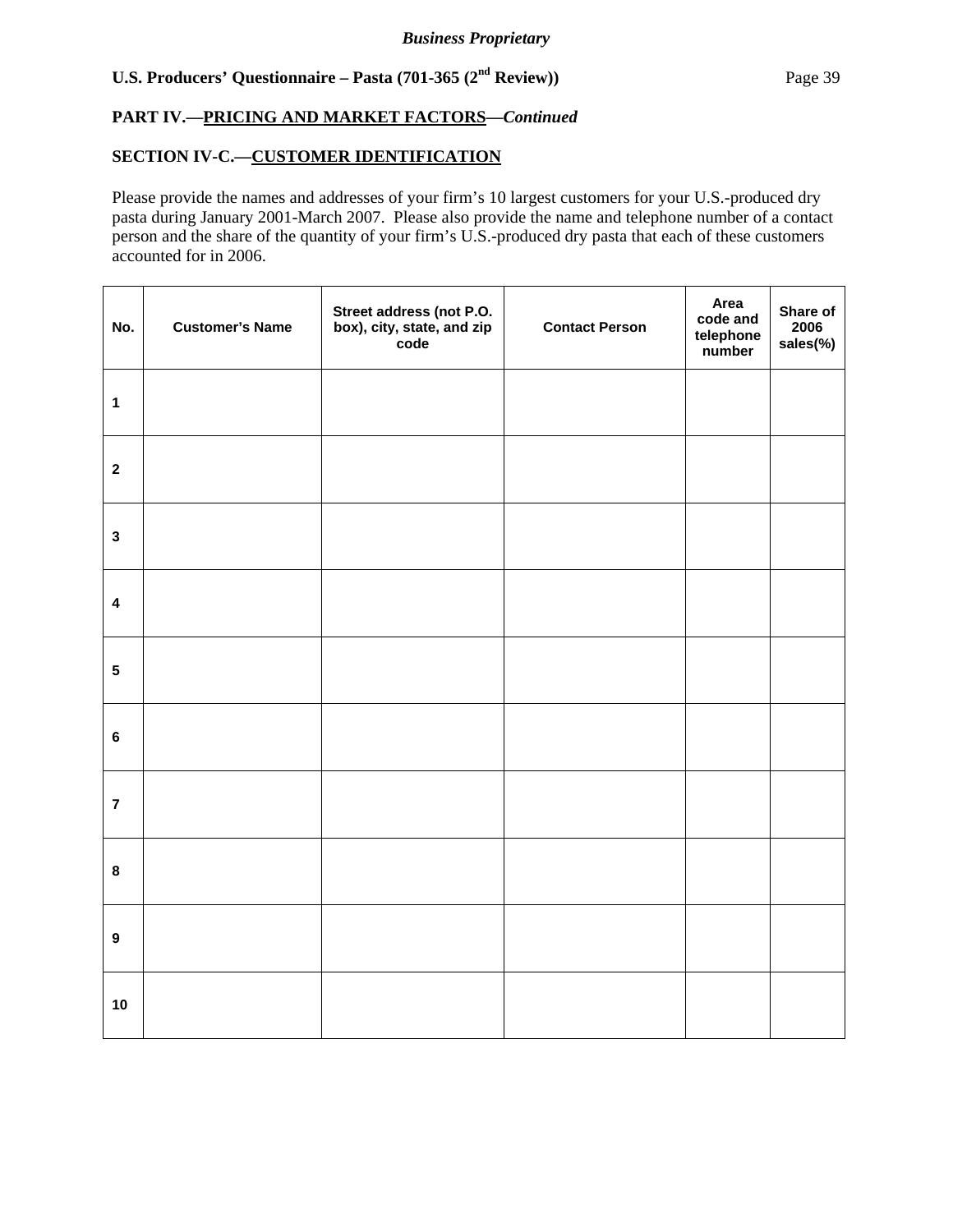## PART IV.—PRICING AND MARKET FACTORS—*Continued*

### SECTION IV-C.—CUSTOMER IDENTIFICATION

Please provide the names and addresses of your firm's 10 largest customers for your U.S.-produced dry pasta during January 2001-March 2007. Please also provide the name and telephone number of a contact person and the share of the quantity of your firm's U.S.-produced dry pasta that each of these customers accounted for in 2006.

| No. | Customer's Name | Street address (not P.O. box), city, state, and zip code | Contact Person | Area code and telephone number | Share of 2006 sales(%) |
|---|---|---|---|---|---|
| 1 | | | | | |
| 2 | | | | | |
| 3 | | | | | |
| 4 | | | | | |
| 5 | | | | | |
| 6 | | | | | |
| 7 | | | | | |
| 8 | | | | | |
| 9 | | | | | |
| 10 | | | | | |